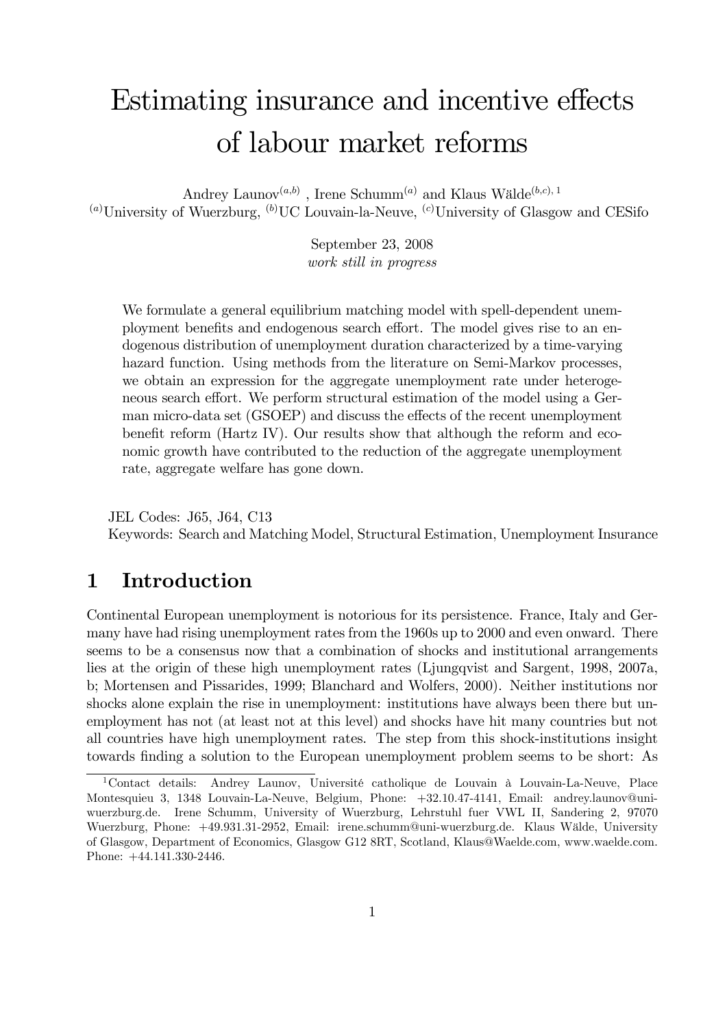# Estimating insurance and incentive effects of labour market reforms

Andrey Launov[a,b] , Irene Schumm[a] and Klaus Wälde[b,c), 1]

[a]University of Wuerzburg, [b]UC Louvain-la-Neuve, [c]University of Glasgow and CESifo

September 23, 2008

*work still in progress*

We formulate a general equilibrium matching model with spell-dependent unemployment benefits and endogenous search effort. The model gives rise to an endogenous distribution of unemployment duration characterized by a time-varying hazard function. Using methods from the literature on Semi-Markov processes, we obtain an expression for the aggregate unemployment rate under heterogeneous search effort. We perform structural estimation of the model using a German micro-data set (GSOEP) and discuss the effects of the recent unemployment benefit reform (Hartz IV). Our results show that although the reform and economic growth have contributed to the reduction of the aggregate unemployment rate, aggregate welfare has gone down.

JEL Codes: J65, J64, C13

Keywords: Search and Matching Model, Structural Estimation, Unemployment Insurance

## 1 Introduction

Continental European unemployment is notorious for its persistence. France, Italy and Germany have had rising unemployment rates from the 1960s up to 2000 and even onward. There seems to be a consensus now that a combination of shocks and institutional arrangements lies at the origin of these high unemployment rates (Ljungqvist and Sargent, 1998, 2007a, b; Mortensen and Pissarides, 1999; Blanchard and Wolfers, 2000). Neither institutions nor shocks alone explain the rise in unemployment: institutions have always been there but unemployment has not (at least not at this level) and shocks have hit many countries but not all countries have high unemployment rates. The step from this shock-institutions insight towards finding a solution to the European unemployment problem seems to be short: As

[1]Contact details: Andrey Launov, Université catholique de Louvain à Louvain-La-Neuve, Place Montesquieu 3, 1348 Louvain-La-Neuve, Belgium, Phone: +32.10.47-4141, Email: andrey.launov@uni-wuerzburg.de. Irene Schumm, University of Wuerzburg, Lehrstuhl fuer VWL II, Sandering 2, 97070 Wuerzburg, Phone: +49.931.31-2952, Email: irene.schumm@uni-wuerzburg.de. Klaus Wälde, University of Glasgow, Department of Economics, Glasgow G12 8RT, Scotland, Klaus@Waelde.com, www.waelde.com. Phone: +44.141.330-2446.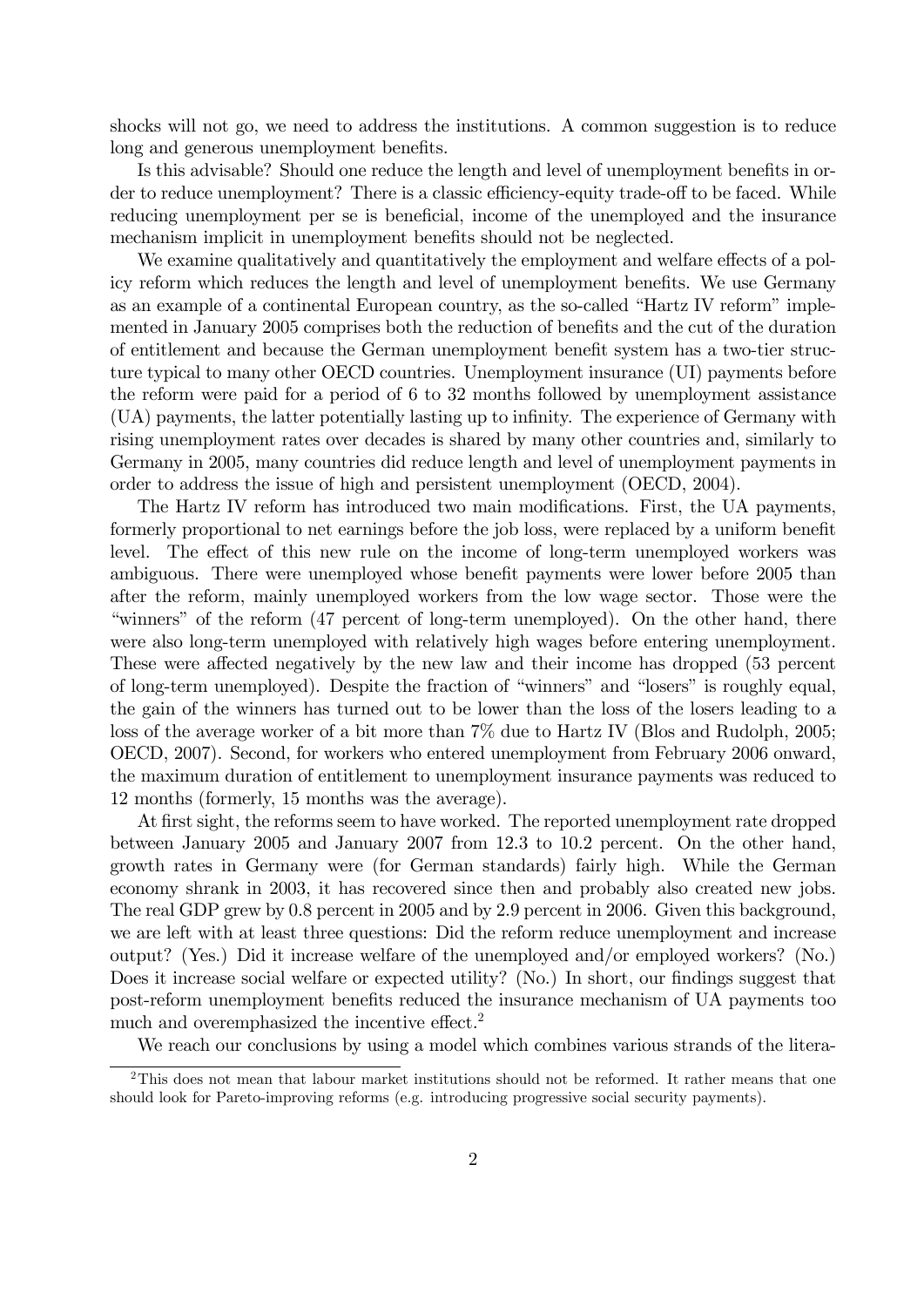shocks will not go, we need to address the institutions. A common suggestion is to reduce long and generous unemployment benefits.

Is this advisable? Should one reduce the length and level of unemployment benefits in order to reduce unemployment? There is a classic efficiency-equity trade-off to be faced. While reducing unemployment per se is beneficial, income of the unemployed and the insurance mechanism implicit in unemployment benefits should not be neglected.

We examine qualitatively and quantitatively the employment and welfare effects of a policy reform which reduces the length and level of unemployment benefits. We use Germany as an example of a continental European country, as the so-called "Hartz IV reform" implemented in January 2005 comprises both the reduction of benefits and the cut of the duration of entitlement and because the German unemployment benefit system has a two-tier structure typical to many other OECD countries. Unemployment insurance (UI) payments before the reform were paid for a period of 6 to 32 months followed by unemployment assistance (UA) payments, the latter potentially lasting up to infinity. The experience of Germany with rising unemployment rates over decades is shared by many other countries and, similarly to Germany in 2005, many countries did reduce length and level of unemployment payments in order to address the issue of high and persistent unemployment (OECD, 2004).

The Hartz IV reform has introduced two main modifications. First, the UA payments, formerly proportional to net earnings before the job loss, were replaced by a uniform benefit level. The effect of this new rule on the income of long-term unemployed workers was ambiguous. There were unemployed whose benefit payments were lower before 2005 than after the reform, mainly unemployed workers from the low wage sector. Those were the "winners" of the reform (47 percent of long-term unemployed). On the other hand, there were also long-term unemployed with relatively high wages before entering unemployment. These were affected negatively by the new law and their income has dropped (53 percent of long-term unemployed). Despite the fraction of "winners" and "losers" is roughly equal, the gain of the winners has turned out to be lower than the loss of the losers leading to a loss of the average worker of a bit more than 7% due to Hartz IV (Blos and Rudolph, 2005; OECD, 2007). Second, for workers who entered unemployment from February 2006 onward, the maximum duration of entitlement to unemployment insurance payments was reduced to 12 months (formerly, 15 months was the average).

At first sight, the reforms seem to have worked. The reported unemployment rate dropped between January 2005 and January 2007 from 12.3 to 10.2 percent. On the other hand, growth rates in Germany were (for German standards) fairly high. While the German economy shrank in 2003, it has recovered since then and probably also created new jobs. The real GDP grew by 0.8 percent in 2005 and by 2.9 percent in 2006. Given this background, we are left with at least three questions: Did the reform reduce unemployment and increase output? (Yes.) Did it increase welfare of the unemployed and/or employed workers? (No.) Does it increase social welfare or expected utility? (No.) In short, our findings suggest that post-reform unemployment benefits reduced the insurance mechanism of UA payments too much and overemphasized the incentive effect.[2]

We reach our conclusions by using a model which combines various strands of the litera-

[2]This does not mean that labour market institutions should not be reformed. It rather means that one should look for Pareto-improving reforms (e.g. introducing progressive social security payments).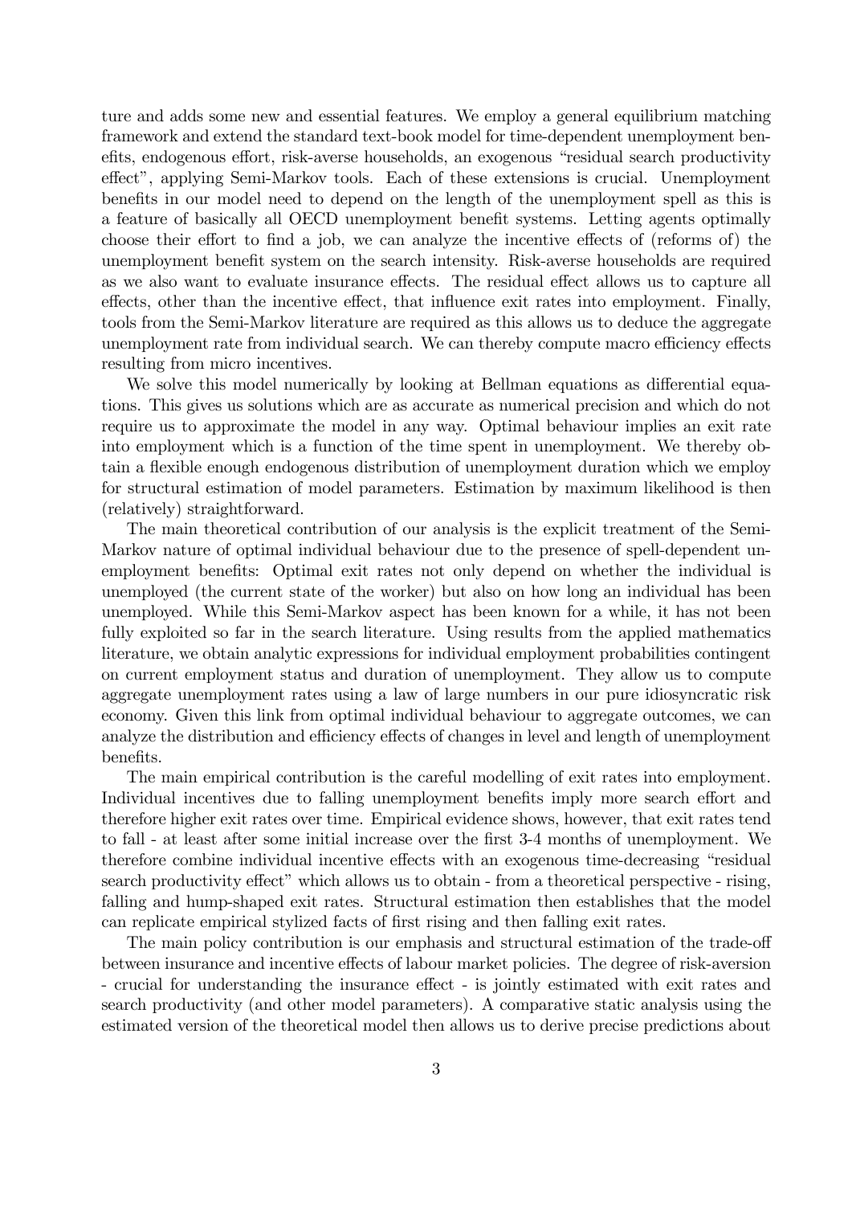ture and adds some new and essential features. We employ a general equilibrium matching framework and extend the standard text-book model for time-dependent unemployment benefits, endogenous effort, risk-averse households, an exogenous "residual search productivity effect", applying Semi-Markov tools. Each of these extensions is crucial. Unemployment benefits in our model need to depend on the length of the unemployment spell as this is a feature of basically all OECD unemployment benefit systems. Letting agents optimally choose their effort to find a job, we can analyze the incentive effects of (reforms of) the unemployment benefit system on the search intensity. Risk-averse households are required as we also want to evaluate insurance effects. The residual effect allows us to capture all effects, other than the incentive effect, that influence exit rates into employment. Finally, tools from the Semi-Markov literature are required as this allows us to deduce the aggregate unemployment rate from individual search. We can thereby compute macro efficiency effects resulting from micro incentives.

We solve this model numerically by looking at Bellman equations as differential equations. This gives us solutions which are as accurate as numerical precision and which do not require us to approximate the model in any way. Optimal behaviour implies an exit rate into employment which is a function of the time spent in unemployment. We thereby obtain a flexible enough endogenous distribution of unemployment duration which we employ for structural estimation of model parameters. Estimation by maximum likelihood is then (relatively) straightforward.

The main theoretical contribution of our analysis is the explicit treatment of the Semi-Markov nature of optimal individual behaviour due to the presence of spell-dependent unemployment benefits: Optimal exit rates not only depend on whether the individual is unemployed (the current state of the worker) but also on how long an individual has been unemployed. While this Semi-Markov aspect has been known for a while, it has not been fully exploited so far in the search literature. Using results from the applied mathematics literature, we obtain analytic expressions for individual employment probabilities contingent on current employment status and duration of unemployment. They allow us to compute aggregate unemployment rates using a law of large numbers in our pure idiosyncratic risk economy. Given this link from optimal individual behaviour to aggregate outcomes, we can analyze the distribution and efficiency effects of changes in level and length of unemployment benefits.

The main empirical contribution is the careful modelling of exit rates into employment. Individual incentives due to falling unemployment benefits imply more search effort and therefore higher exit rates over time. Empirical evidence shows, however, that exit rates tend to fall - at least after some initial increase over the first 3-4 months of unemployment. We therefore combine individual incentive effects with an exogenous time-decreasing "residual search productivity effect" which allows us to obtain - from a theoretical perspective - rising, falling and hump-shaped exit rates. Structural estimation then establishes that the model can replicate empirical stylized facts of first rising and then falling exit rates.

The main policy contribution is our emphasis and structural estimation of the trade-off between insurance and incentive effects of labour market policies. The degree of risk-aversion - crucial for understanding the insurance effect - is jointly estimated with exit rates and search productivity (and other model parameters). A comparative static analysis using the estimated version of the theoretical model then allows us to derive precise predictions about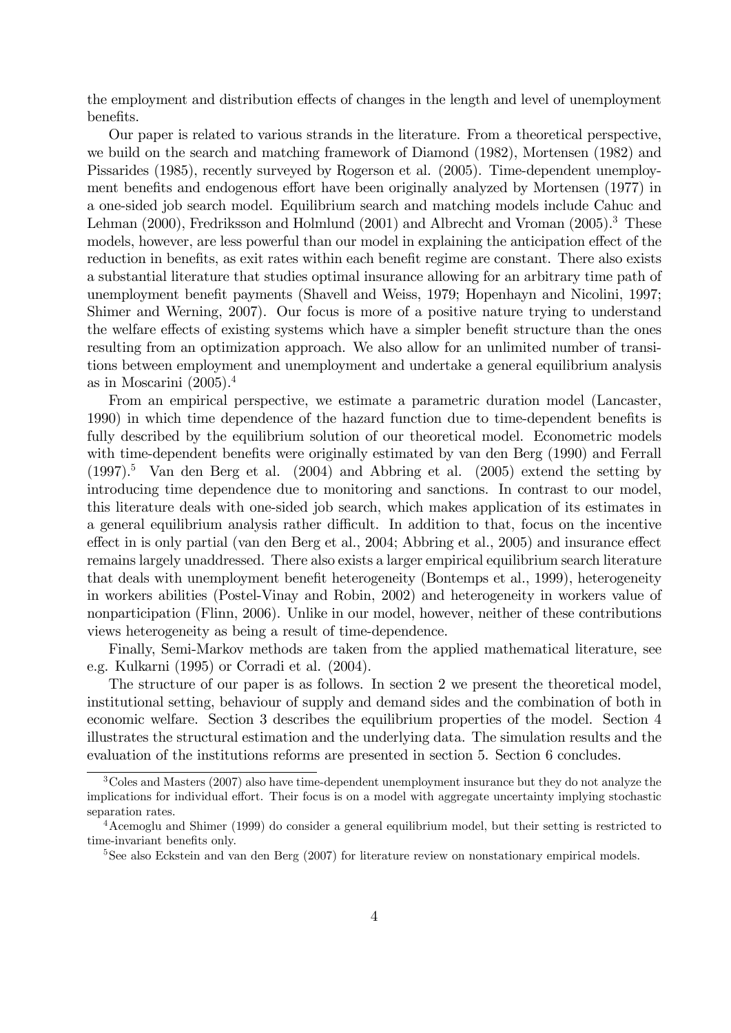the employment and distribution effects of changes in the length and level of unemployment benefits.

Our paper is related to various strands in the literature. From a theoretical perspective, we build on the search and matching framework of Diamond (1982), Mortensen (1982) and Pissarides (1985), recently surveyed by Rogerson et al. (2005). Time-dependent unemployment benefits and endogenous effort have been originally analyzed by Mortensen (1977) in a one-sided job search model. Equilibrium search and matching models include Cahuc and Lehman (2000), Fredriksson and Holmlund (2001) and Albrecht and Vroman (2005).[3] These models, however, are less powerful than our model in explaining the anticipation effect of the reduction in benefits, as exit rates within each benefit regime are constant. There also exists a substantial literature that studies optimal insurance allowing for an arbitrary time path of unemployment benefit payments (Shavell and Weiss, 1979; Hopenhayn and Nicolini, 1997; Shimer and Werning, 2007). Our focus is more of a positive nature trying to understand the welfare effects of existing systems which have a simpler benefit structure than the ones resulting from an optimization approach. We also allow for an unlimited number of transitions between employment and unemployment and undertake a general equilibrium analysis as in Moscarini (2005).[4]

From an empirical perspective, we estimate a parametric duration model (Lancaster, 1990) in which time dependence of the hazard function due to time-dependent benefits is fully described by the equilibrium solution of our theoretical model. Econometric models with time-dependent benefits were originally estimated by van den Berg (1990) and Ferrall (1997).[5] Van den Berg et al. (2004) and Abbring et al. (2005) extend the setting by introducing time dependence due to monitoring and sanctions. In contrast to our model, this literature deals with one-sided job search, which makes application of its estimates in a general equilibrium analysis rather difficult. In addition to that, focus on the incentive effect in is only partial (van den Berg et al., 2004; Abbring et al., 2005) and insurance effect remains largely unaddressed. There also exists a larger empirical equilibrium search literature that deals with unemployment benefit heterogeneity (Bontemps et al., 1999), heterogeneity in workers abilities (Postel-Vinay and Robin, 2002) and heterogeneity in workers value of nonparticipation (Flinn, 2006). Unlike in our model, however, neither of these contributions views heterogeneity as being a result of time-dependence.

Finally, Semi-Markov methods are taken from the applied mathematical literature, see e.g. Kulkarni (1995) or Corradi et al. (2004).

The structure of our paper is as follows. In section 2 we present the theoretical model, institutional setting, behaviour of supply and demand sides and the combination of both in economic welfare. Section 3 describes the equilibrium properties of the model. Section 4 illustrates the structural estimation and the underlying data. The simulation results and the evaluation of the institutions reforms are presented in section 5. Section 6 concludes.

---

[3] Coles and Masters (2007) also have time-dependent unemployment insurance but they do not analyze the implications for individual effort. Their focus is on a model with aggregate uncertainty implying stochastic separation rates.

[4] Acemoglu and Shimer (1999) do consider a general equilibrium model, but their setting is restricted to time-invariant benefits only.

[5] See also Eckstein and van den Berg (2007) for literature review on nonstationary empirical models.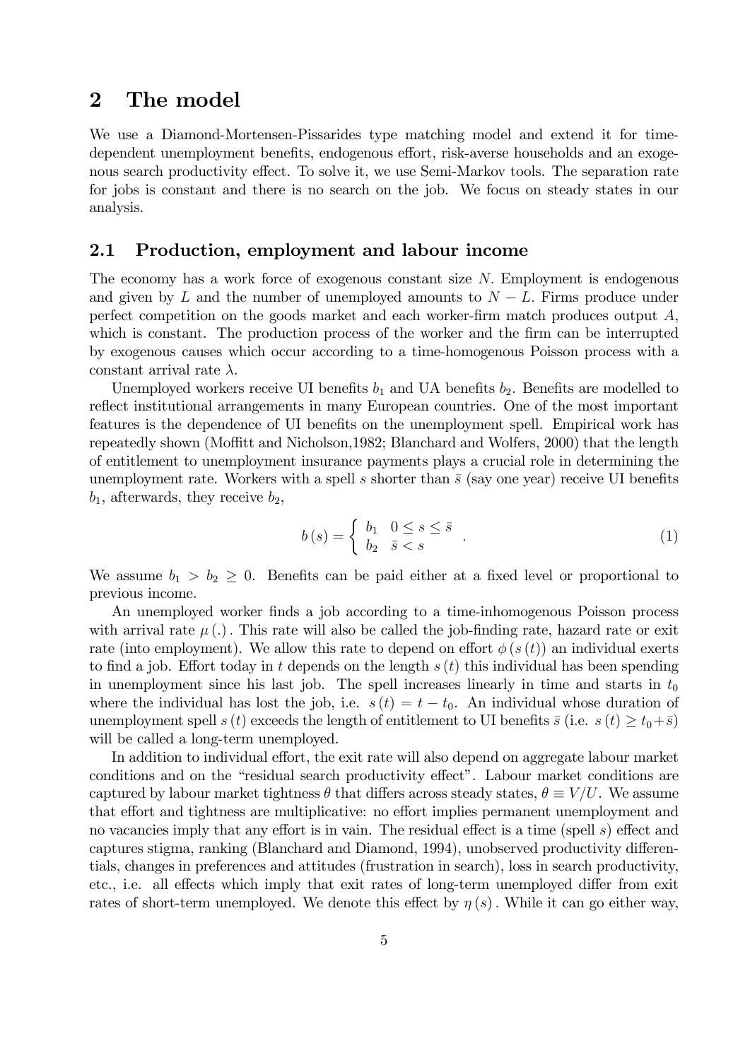# 2 The model

We use a Diamond-Mortensen-Pissarides type matching model and extend it for time-dependent unemployment benefits, endogenous effort, risk-averse households and an exogenous search productivity effect. To solve it, we use Semi-Markov tools. The separation rate for jobs is constant and there is no search on the job. We focus on steady states in our analysis.

## 2.1 Production, employment and labour income

The economy has a work force of exogenous constant size $N$. Employment is endogenous and given by $L$ and the number of unemployed amounts to $N - L$. Firms produce under perfect competition on the goods market and each worker-firm match produces output $A$, which is constant. The production process of the worker and the firm can be interrupted by exogenous causes which occur according to a time-homogenous Poisson process with a constant arrival rate $\lambda$.

Unemployed workers receive UI benefits $b_1$ and UA benefits $b_2$. Benefits are modelled to reflect institutional arrangements in many European countries. One of the most important features is the dependence of UI benefits on the unemployment spell. Empirical work has repeatedly shown (Moffitt and Nicholson,1982; Blanchard and Wolfers, 2000) that the length of entitlement to unemployment insurance payments plays a crucial role in determining the unemployment rate. Workers with a spell $s$ shorter than $\bar{s}$ (say one year) receive UI benefits $b_1$, afterwards, they receive $b_2$,

$$b(s) = \begin{cases} b_1 & 0 \leq s \leq \bar{s} \\ b_2 & \bar{s} < s \end{cases} . \tag{1}$$

We assume $b_1 > b_2 \geq 0$. Benefits can be paid either at a fixed level or proportional to previous income.

An unemployed worker finds a job according to a time-inhomogenous Poisson process with arrival rate $\mu(.)$. This rate will also be called the job-finding rate, hazard rate or exit rate (into employment). We allow this rate to depend on effort $\phi(s(t))$ an individual exerts to find a job. Effort today in $t$ depends on the length $s(t)$ this individual has been spending in unemployment since his last job. The spell increases linearly in time and starts in $t_0$ where the individual has lost the job, i.e. $s(t) = t - t_0$. An individual whose duration of unemployment spell $s(t)$ exceeds the length of entitlement to UI benefits $\bar{s}$ (i.e. $s(t) \geq t_0 + \bar{s}$) will be called a long-term unemployed.

In addition to individual effort, the exit rate will also depend on aggregate labour market conditions and on the "residual search productivity effect". Labour market conditions are captured by labour market tightness $\theta$ that differs across steady states, $\theta \equiv V/U$. We assume that effort and tightness are multiplicative: no effort implies permanent unemployment and no vacancies imply that any effort is in vain. The residual effect is a time (spell $s$) effect and captures stigma, ranking (Blanchard and Diamond, 1994), unobserved productivity differentials, changes in preferences and attitudes (frustration in search), loss in search productivity, etc., i.e. all effects which imply that exit rates of long-term unemployed differ from exit rates of short-term unemployed. We denote this effect by $\eta(s)$. While it can go either way,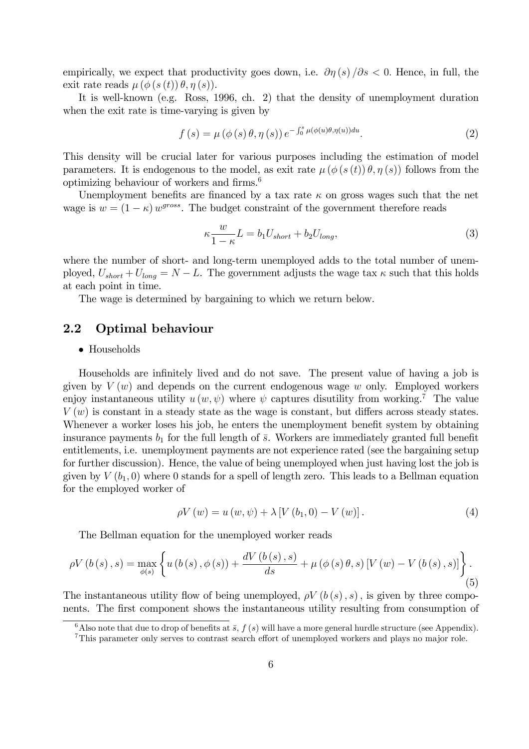empirically, we expect that productivity goes down, i.e. $\partial \eta(s)/\partial s < 0$. Hence, in full, the exit rate reads $\mu(\phi(s(t))\theta, \eta(s))$.

It is well-known (e.g. Ross, 1996, ch. 2) that the density of unemployment duration when the exit rate is time-varying is given by

$$f(s) = \mu(\phi(s)\theta, \eta(s)) e^{-\int_0^s \mu(\phi(u)\theta, \eta(u))du}. \tag{2}$$

This density will be crucial later for various purposes including the estimation of model parameters. It is endogenous to the model, as exit rate $\mu(\phi(s(t))\theta, \eta(s))$ follows from the optimizing behaviour of workers and firms.[6]

Unemployment benefits are financed by a tax rate $\kappa$ on gross wages such that the net wage is $w = (1-\kappa)w^{gross}$. The budget constraint of the government therefore reads

$$\kappa \frac{w}{1-\kappa} L = b_1 U_{short} + b_2 U_{long}, \tag{3}$$

where the number of short- and long-term unemployed adds to the total number of unemployed, $U_{short} + U_{long} = N - L$. The government adjusts the wage tax $\kappa$ such that this holds at each point in time.

The wage is determined by bargaining to which we return below.

## 2.2 Optimal behaviour

- Households

Households are infinitely lived and do not save. The present value of having a job is given by $V(w)$ and depends on the current endogenous wage $w$ only. Employed workers enjoy instantaneous utility $u(w, \psi)$ where $\psi$ captures disutility from working.[7] The value $V(w)$ is constant in a steady state as the wage is constant, but differs across steady states. Whenever a worker loses his job, he enters the unemployment benefit system by obtaining insurance payments $b_1$ for the full length of $\bar{s}$. Workers are immediately granted full benefit entitlements, i.e. unemployment payments are not experience rated (see the bargaining setup for further discussion). Hence, the value of being unemployed when just having lost the job is given by $V(b_1, 0)$ where 0 stands for a spell of length zero. This leads to a Bellman equation for the employed worker of

$$\rho V(w) = u(w, \psi) + \lambda [V(b_1, 0) - V(w)]. \tag{4}$$

The Bellman equation for the unemployed worker reads

$$\rho V(b(s), s) = \max_{\phi(s)} \left\{ u(b(s), \phi(s)) + \frac{dV(b(s), s)}{ds} + \mu(\phi(s)\theta, s)[V(w) - V(b(s), s)] \right\}. \tag{5}$$

The instantaneous utility flow of being unemployed, $\rho V(b(s), s)$, is given by three components. The first component shows the instantaneous utility resulting from consumption of

[6] Also note that due to drop of benefits at $\bar{s}$, $f(s)$ will have a more general hurdle structure (see Appendix).

[7] This parameter only serves to contrast search effort of unemployed workers and plays no major role.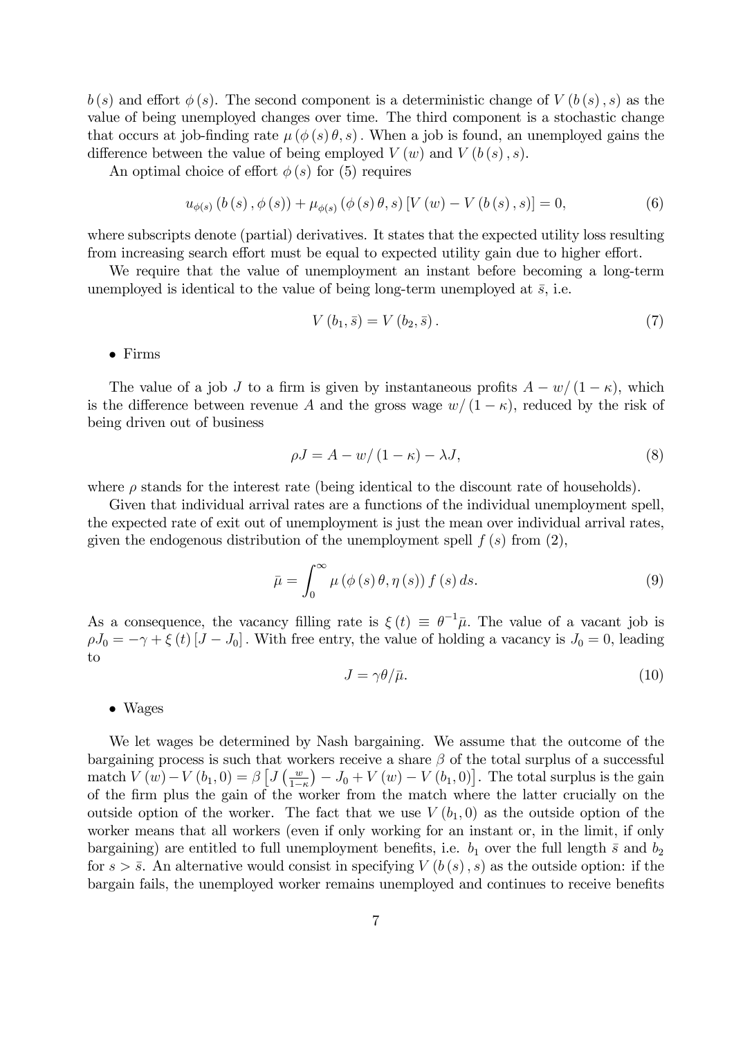$b(s)$ and effort $\phi(s)$. The second component is a deterministic change of $V(b(s), s)$ as the value of being unemployed changes over time. The third component is a stochastic change that occurs at job-finding rate $\mu(\phi(s)\theta, s)$. When a job is found, an unemployed gains the difference between the value of being employed $V(w)$ and $V(b(s), s)$.

An optimal choice of effort $\phi(s)$ for (5) requires

$$u_{\phi(s)}(b(s), \phi(s)) + \mu_{\phi(s)}(\phi(s)\theta, s)[V(w) - V(b(s), s)] = 0, \tag{6}$$

where subscripts denote (partial) derivatives. It states that the expected utility loss resulting from increasing search effort must be equal to expected utility gain due to higher effort.

We require that the value of unemployment an instant before becoming a long-term unemployed is identical to the value of being long-term unemployed at $\bar{s}$, i.e.

$$V(b_1, \bar{s}) = V(b_2, \bar{s}). \tag{7}$$

- Firms

The value of a job $J$ to a firm is given by instantaneous profits $A - w/(1-\kappa)$, which is the difference between revenue $A$ and the gross wage $w/(1-\kappa)$, reduced by the risk of being driven out of business

$$\rho J = A - w/(1-\kappa) - \lambda J, \tag{8}$$

where $\rho$ stands for the interest rate (being identical to the discount rate of households).

Given that individual arrival rates are a functions of the individual unemployment spell, the expected rate of exit out of unemployment is just the mean over individual arrival rates, given the endogenous distribution of the unemployment spell $f(s)$ from (2),

$$\bar{\mu} = \int_0^\infty \mu(\phi(s)\theta, \eta(s)) f(s) ds. \tag{9}$$

As a consequence, the vacancy filling rate is $\xi(t) \equiv \theta^{-1}\bar{\mu}$. The value of a vacant job is $\rho J_0 = -\gamma + \xi(t)[J - J_0]$. With free entry, the value of holding a vacancy is $J_0 = 0$, leading to

$$J = \gamma\theta/\bar{\mu}. \tag{10}$$

- Wages

We let wages be determined by Nash bargaining. We assume that the outcome of the bargaining process is such that workers receive a share $\beta$ of the total surplus of a successful match $V(w) - V(b_1, 0) = \beta\left[J\left(\frac{w}{1-\kappa}\right) - J_0 + V(w) - V(b_1, 0)\right]$. The total surplus is the gain of the firm plus the gain of the worker from the match where the latter crucially on the outside option of the worker. The fact that we use $V(b_1, 0)$ as the outside option of the worker means that all workers (even if only working for an instant or, in the limit, if only bargaining) are entitled to full unemployment benefits, i.e. $b_1$ over the full length $\bar{s}$ and $b_2$ for $s > \bar{s}$. An alternative would consist in specifying $V(b(s), s)$ as the outside option: if the bargain fails, the unemployed worker remains unemployed and continues to receive benefits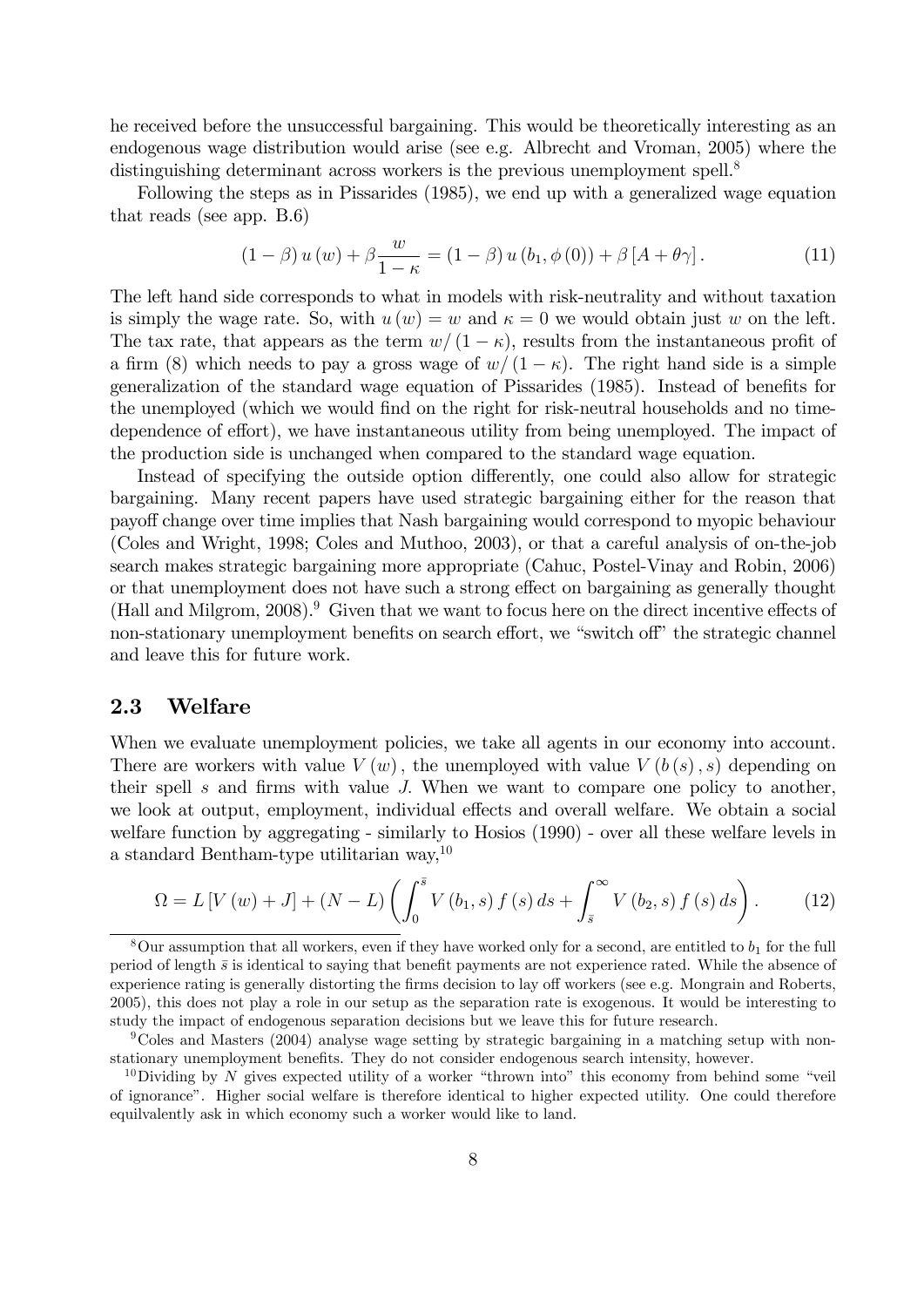he received before the unsuccessful bargaining. This would be theoretically interesting as an endogenous wage distribution would arise (see e.g. Albrecht and Vroman, 2005) where the distinguishing determinant across workers is the previous unemployment spell.[8]

Following the steps as in Pissarides (1985), we end up with a generalized wage equation that reads (see app. B.6)

$$(1-\beta)\,u(w)+\beta\frac{w}{1-\kappa}=(1-\beta)\,u(b_1,\phi(0))+\beta\,[A+\theta\gamma]\,. \tag{11}$$

The left hand side corresponds to what in models with risk-neutrality and without taxation is simply the wage rate. So, with $u(w)=w$ and $\kappa=0$ we would obtain just $w$ on the left. The tax rate, that appears as the term $w/(1-\kappa)$, results from the instantaneous profit of a firm (8) which needs to pay a gross wage of $w/(1-\kappa)$. The right hand side is a simple generalization of the standard wage equation of Pissarides (1985). Instead of benefits for the unemployed (which we would find on the right for risk-neutral households and no time-dependence of effort), we have instantaneous utility from being unemployed. The impact of the production side is unchanged when compared to the standard wage equation.

Instead of specifying the outside option differently, one could also allow for strategic bargaining. Many recent papers have used strategic bargaining either for the reason that payoff change over time implies that Nash bargaining would correspond to myopic behaviour (Coles and Wright, 1998; Coles and Muthoo, 2003), or that a careful analysis of on-the-job search makes strategic bargaining more appropriate (Cahuc, Postel-Vinay and Robin, 2006) or that unemployment does not have such a strong effect on bargaining as generally thought (Hall and Milgrom, 2008).[9] Given that we want to focus here on the direct incentive effects of non-stationary unemployment benefits on search effort, we "switch off" the strategic channel and leave this for future work.

## 2.3 Welfare

When we evaluate unemployment policies, we take all agents in our economy into account. There are workers with value $V(w)$, the unemployed with value $V(b(s),s)$ depending on their spell $s$ and firms with value $J$. When we want to compare one policy to another, we look at output, employment, individual effects and overall welfare. We obtain a social welfare function by aggregating - similarly to Hosios (1990) - over all these welfare levels in a standard Bentham-type utilitarian way,[10]

$$\Omega=L\,[V(w)+J]+(N-L)\left(\int_0^{\bar{s}}V(b_1,s)\,f(s)\,ds+\int_{\bar{s}}^{\infty}V(b_2,s)\,f(s)\,ds\right). \tag{12}$$

[8] Our assumption that all workers, even if they have worked only for a second, are entitled to $b_1$ for the full period of length $\bar{s}$ is identical to saying that benefit payments are not experience rated. While the absence of experience rating is generally distorting the firms decision to lay off workers (see e.g. Mongrain and Roberts, 2005), this does not play a role in our setup as the separation rate is exogenous. It would be interesting to study the impact of endogenous separation decisions but we leave this for future research.

[9] Coles and Masters (2004) analyse wage setting by strategic bargaining in a matching setup with non-stationary unemployment benefits. They do not consider endogenous search intensity, however.

[10] Dividing by $N$ gives expected utility of a worker "thrown into" this economy from behind some "veil of ignorance". Higher social welfare is therefore identical to higher expected utility. One could therefore equilvalently ask in which economy such a worker would like to land.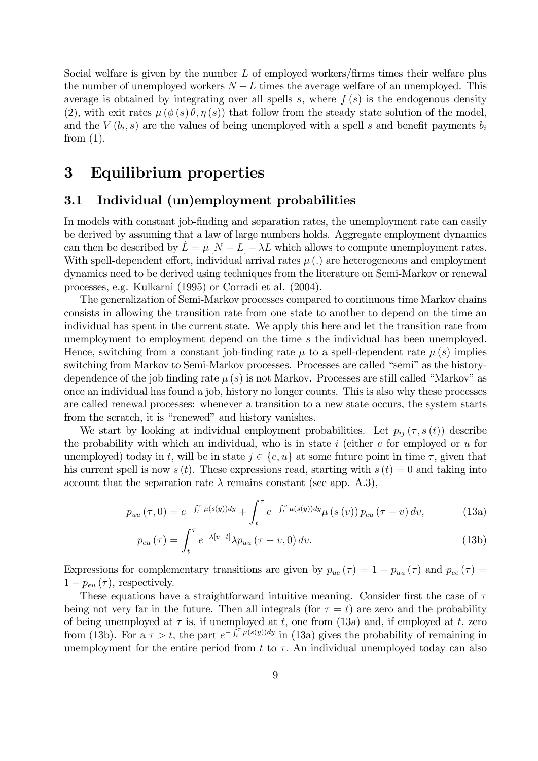Social welfare is given by the number $L$ of employed workers/firms times their welfare plus the number of unemployed workers $N-L$ times the average welfare of an unemployed. This average is obtained by integrating over all spells $s$, where $f(s)$ is the endogenous density (2), with exit rates $\mu(\phi(s)\theta, \eta(s))$ that follow from the steady state solution of the model, and the $V(b_i, s)$ are the values of being unemployed with a spell $s$ and benefit payments $b_i$ from (1).

# 3 Equilibrium properties

## 3.1 Individual (un)employment probabilities

In models with constant job-finding and separation rates, the unemployment rate can easily be derived by assuming that a law of large numbers holds. Aggregate employment dynamics can then be described by $\dot{L} = \mu[N-L] - \lambda L$ which allows to compute unemployment rates. With spell-dependent effort, individual arrival rates $\mu(.)$ are heterogeneous and employment dynamics need to be derived using techniques from the literature on Semi-Markov or renewal processes, e.g. Kulkarni (1995) or Corradi et al. (2004).

The generalization of Semi-Markov processes compared to continuous time Markov chains consists in allowing the transition rate from one state to another to depend on the time an individual has spent in the current state. We apply this here and let the transition rate from unemployment to employment depend on the time $s$ the individual has been unemployed. Hence, switching from a constant job-finding rate $\mu$ to a spell-dependent rate $\mu(s)$ implies switching from Markov to Semi-Markov processes. Processes are called "semi" as the history-dependence of the job finding rate $\mu(s)$ is not Markov. Processes are still called "Markov" as once an individual has found a job, history no longer counts. This is also why these processes are called renewal processes: whenever a transition to a new state occurs, the system starts from the scratch, it is "renewed" and history vanishes.

We start by looking at individual employment probabilities. Let $p_{ij}(\tau, s(t))$ describe the probability with which an individual, who is in state $i$ (either $e$ for employed or $u$ for unemployed) today in $t$, will be in state $j \in \{e, u\}$ at some future point in time $\tau$, given that his current spell is now $s(t)$. These expressions read, starting with $s(t) = 0$ and taking into account that the separation rate $\lambda$ remains constant (see app. A.3),

$$p_{uu}(\tau, 0) = e^{-\int_t^\tau \mu(s(y))dy} + \int_t^\tau e^{-\int_t^v \mu(s(y))dy} \mu(s(v)) \, p_{eu}(\tau - v) \, dv, \tag{13a}$$

$$p_{eu}(\tau) = \int_t^\tau e^{-\lambda[v-t]} \lambda p_{uu}(\tau - v, 0) \, dv. \tag{13b}$$

Expressions for complementary transitions are given by $p_{ue}(\tau) = 1 - p_{uu}(\tau)$ and $p_{ee}(\tau) = 1 - p_{eu}(\tau)$, respectively.

These equations have a straightforward intuitive meaning. Consider first the case of $\tau$ being not very far in the future. Then all integrals (for $\tau = t$) are zero and the probability of being unemployed at $\tau$ is, if unemployed at $t$, one from (13a) and, if employed at $t$, zero from (13b). For a $\tau > t$, the part $e^{-\int_t^\tau \mu(s(y))dy}$ in (13a) gives the probability of remaining in unemployment for the entire period from $t$ to $\tau$. An individual unemployed today can also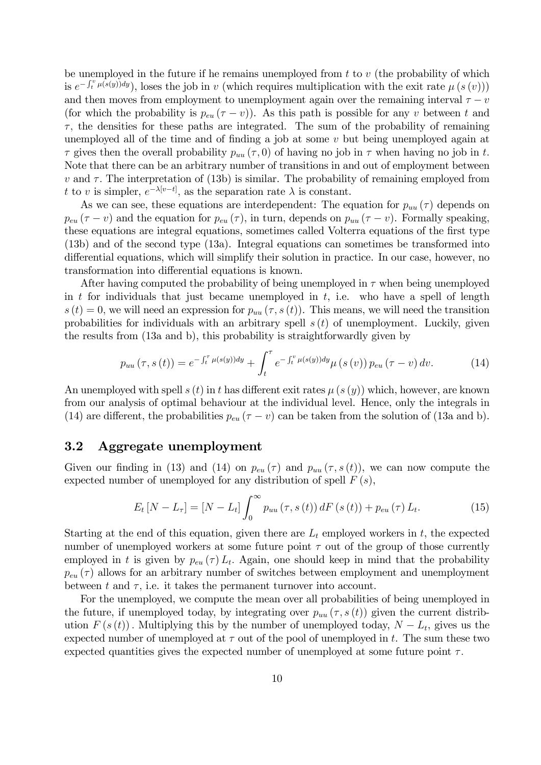be unemployed in the future if he remains unemployed from $t$ to $v$ (the probability of which is $e^{-\int_t^v \mu(s(y))dy}$), loses the job in $v$ (which requires multiplication with the exit rate $\mu(s(v))$) and then moves from employment to unemployment again over the remaining interval $\tau - v$ (for which the probability is $p_{eu}(\tau - v)$). As this path is possible for any $v$ between $t$ and $\tau$, the densities for these paths are integrated. The sum of the probability of remaining unemployed all of the time and of finding a job at some $v$ but being unemployed again at $\tau$ gives then the overall probability $p_{uu}(\tau, 0)$ of having no job in $\tau$ when having no job in $t$. Note that there can be an arbitrary number of transitions in and out of employment between $v$ and $\tau$. The interpretation of (13b) is similar. The probability of remaining employed from $t$ to $v$ is simpler, $e^{-\lambda[v-t]}$, as the separation rate $\lambda$ is constant.

As we can see, these equations are interdependent: The equation for $p_{uu}(\tau)$ depends on $p_{eu}(\tau - v)$ and the equation for $p_{eu}(\tau)$, in turn, depends on $p_{uu}(\tau - v)$. Formally speaking, these equations are integral equations, sometimes called Volterra equations of the first type (13b) and of the second type (13a). Integral equations can sometimes be transformed into differential equations, which will simplify their solution in practice. In our case, however, no transformation into differential equations is known.

After having computed the probability of being unemployed in $\tau$ when being unemployed in $t$ for individuals that just became unemployed in $t$, i.e. who have a spell of length $s(t) = 0$, we will need an expression for $p_{uu}(\tau, s(t))$. This means, we will need the transition probabilities for individuals with an arbitrary spell $s(t)$ of unemployment. Luckily, given the results from (13a and b), this probability is straightforwardly given by

$$p_{uu}(\tau, s(t)) = e^{-\int_t^\tau \mu(s(y))dy} + \int_t^\tau e^{-\int_t^v \mu(s(y))dy} \mu(s(v))\, p_{eu}(\tau - v)\, dv. \tag{14}$$

An unemployed with spell $s(t)$ in $t$ has different exit rates $\mu(s(y))$ which, however, are known from our analysis of optimal behaviour at the individual level. Hence, only the integrals in (14) are different, the probabilities $p_{eu}(\tau - v)$ can be taken from the solution of (13a and b).

## 3.2 Aggregate unemployment

Given our finding in (13) and (14) on $p_{eu}(\tau)$ and $p_{uu}(\tau, s(t))$, we can now compute the expected number of unemployed for any distribution of spell $F(s)$,

$$E_t[N - L_\tau] = [N - L_t] \int_0^\infty p_{uu}(\tau, s(t))\, dF(s(t)) + p_{eu}(\tau)\, L_t. \tag{15}$$

Starting at the end of this equation, given there are $L_t$ employed workers in $t$, the expected number of unemployed workers at some future point $\tau$ out of the group of those currently employed in $t$ is given by $p_{eu}(\tau) L_t$. Again, one should keep in mind that the probability $p_{eu}(\tau)$ allows for an arbitrary number of switches between employment and unemployment between $t$ and $\tau$, i.e. it takes the permanent turnover into account.

For the unemployed, we compute the mean over all probabilities of being unemployed in the future, if unemployed today, by integrating over $p_{uu}(\tau, s(t))$ given the current distribution $F(s(t))$. Multiplying this by the number of unemployed today, $N - L_t$, gives us the expected number of unemployed at $\tau$ out of the pool of unemployed in $t$. The sum these two expected quantities gives the expected number of unemployed at some future point $\tau$.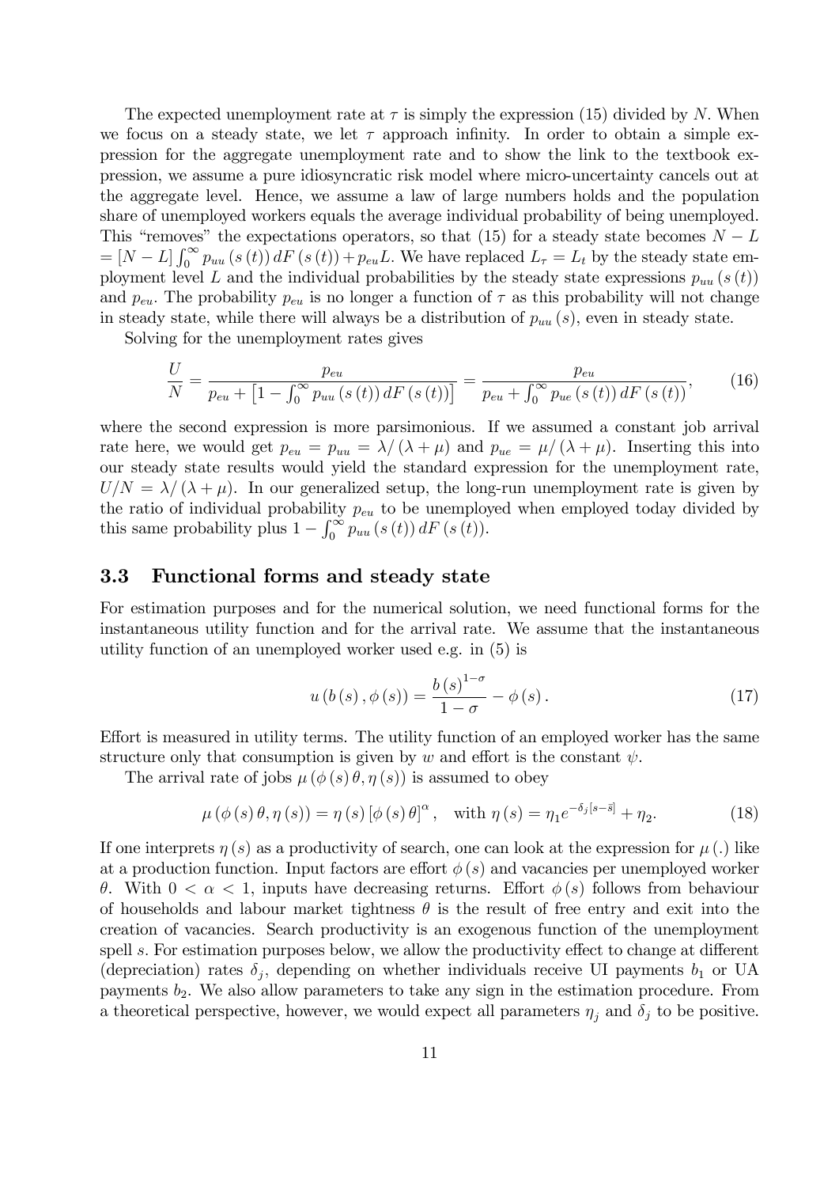The expected unemployment rate at $\tau$ is simply the expression (15) divided by $N$. When we focus on a steady state, we let $\tau$ approach infinity. In order to obtain a simple expression for the aggregate unemployment rate and to show the link to the textbook expression, we assume a pure idiosyncratic risk model where micro-uncertainty cancels out at the aggregate level. Hence, we assume a law of large numbers holds and the population share of unemployed workers equals the average individual probability of being unemployed. This "removes" the expectations operators, so that (15) for a steady state becomes $N - L = [N - L] \int_0^\infty p_{uu}(s(t))\, dF(s(t)) + p_{eu} L$. We have replaced $L_\tau = L_t$ by the steady state employment level $L$ and the individual probabilities by the steady state expressions $p_{uu}(s(t))$ and $p_{eu}$. The probability $p_{eu}$ is no longer a function of $\tau$ as this probability will not change in steady state, while there will always be a distribution of $p_{uu}(s)$, even in steady state.

Solving for the unemployment rates gives

$$\frac{U}{N} = \frac{p_{eu}}{p_{eu} + \left[1 - \int_0^\infty p_{uu}(s(t))\, dF(s(t))\right]} = \frac{p_{eu}}{p_{eu} + \int_0^\infty p_{ue}(s(t))\, dF(s(t))}, \tag{16}$$

where the second expression is more parsimonious. If we assumed a constant job arrival rate here, we would get $p_{eu} = p_{uu} = \lambda / (\lambda + \mu)$ and $p_{ue} = \mu / (\lambda + \mu)$. Inserting this into our steady state results would yield the standard expression for the unemployment rate, $U/N = \lambda / (\lambda + \mu)$. In our generalized setup, the long-run unemployment rate is given by the ratio of individual probability $p_{eu}$ to be unemployed when employed today divided by this same probability plus $1 - \int_0^\infty p_{uu}(s(t))\, dF(s(t))$.

## 3.3 Functional forms and steady state

For estimation purposes and for the numerical solution, we need functional forms for the instantaneous utility function and for the arrival rate. We assume that the instantaneous utility function of an unemployed worker used e.g. in (5) is

$$u(b(s), \phi(s)) = \frac{b(s)^{1-\sigma}}{1-\sigma} - \phi(s). \tag{17}$$

Effort is measured in utility terms. The utility function of an employed worker has the same structure only that consumption is given by $w$ and effort is the constant $\psi$.

The arrival rate of jobs $\mu(\phi(s)\theta, \eta(s))$ is assumed to obey

$$\mu(\phi(s)\theta, \eta(s)) = \eta(s)\left[\phi(s)\theta\right]^\alpha, \quad \text{with } \eta(s) = \eta_1 e^{-\delta_j [s - \bar{s}]} + \eta_2. \tag{18}$$

If one interprets $\eta(s)$ as a productivity of search, one can look at the expression for $\mu(.)$ like at a production function. Input factors are effort $\phi(s)$ and vacancies per unemployed worker $\theta$. With $0 < \alpha < 1$, inputs have decreasing returns. Effort $\phi(s)$ follows from behaviour of households and labour market tightness $\theta$ is the result of free entry and exit into the creation of vacancies. Search productivity is an exogenous function of the unemployment spell $s$. For estimation purposes below, we allow the productivity effect to change at different (depreciation) rates $\delta_j$, depending on whether individuals receive UI payments $b_1$ or UA payments $b_2$. We also allow parameters to take any sign in the estimation procedure. From a theoretical perspective, however, we would expect all parameters $\eta_j$ and $\delta_j$ to be positive.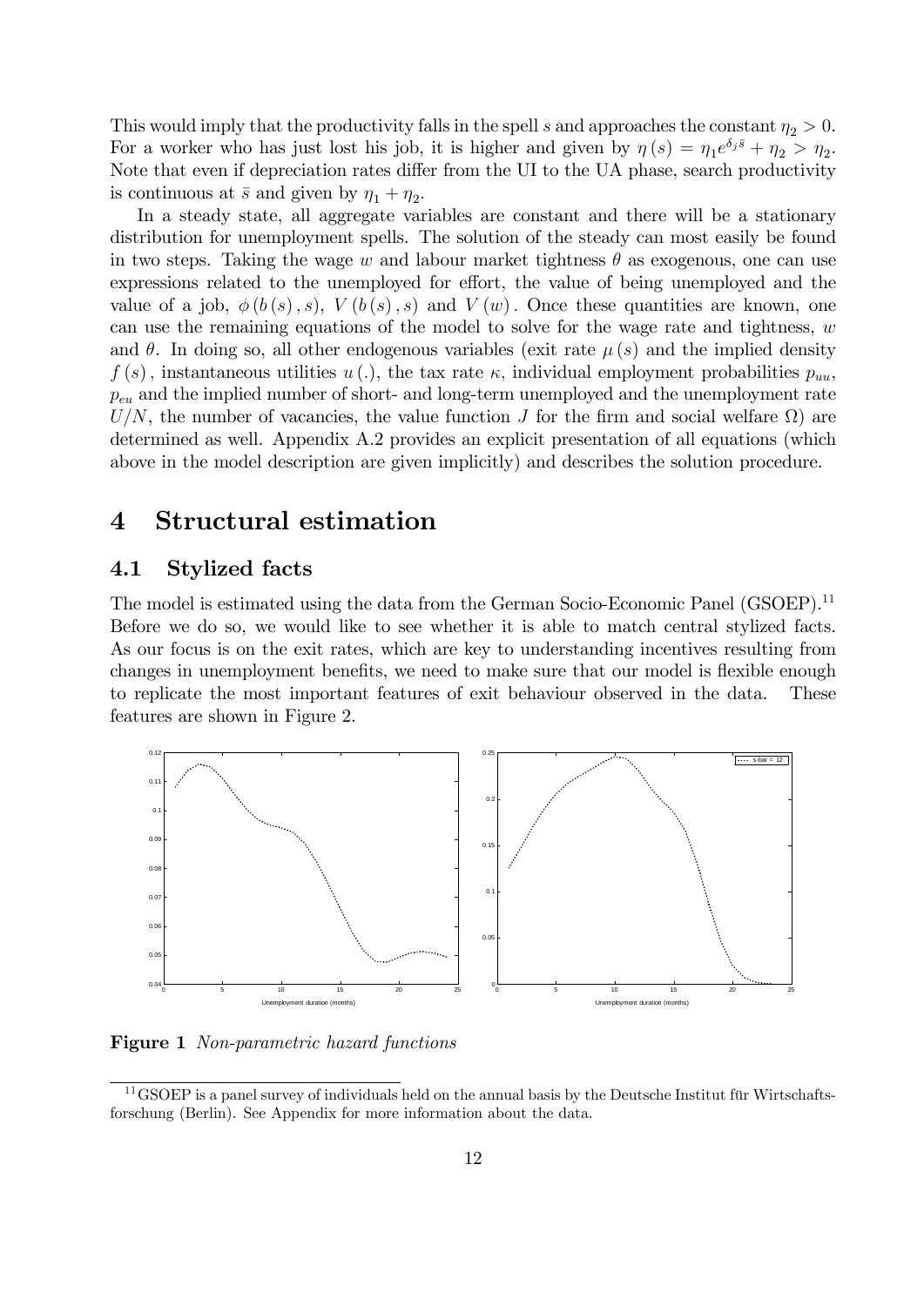This would imply that the productivity falls in the spell $s$ and approaches the constant $\eta_2 > 0$. For a worker who has just lost his job, it is higher and given by $\eta(s) = \eta_1 e^{\delta_j \bar{s}} + \eta_2 > \eta_2$. Note that even if depreciation rates differ from the UI to the UA phase, search productivity is continuous at $\bar{s}$ and given by $\eta_1 + \eta_2$.

In a steady state, all aggregate variables are constant and there will be a stationary distribution for unemployment spells. The solution of the steady can most easily be found in two steps. Taking the wage $w$ and labour market tightness $\theta$ as exogenous, one can use expressions related to the unemployed for effort, the value of being unemployed and the value of a job, $\phi(b(s), s)$, $V(b(s), s)$ and $V(w)$. Once these quantities are known, one can use the remaining equations of the model to solve for the wage rate and tightness, $w$ and $\theta$. In doing so, all other endogenous variables (exit rate $\mu(s)$ and the implied density $f(s)$, instantaneous utilities $u(.)$, the tax rate $\kappa$, individual employment probabilities $p_{uu}$, $p_{eu}$ and the implied number of short- and long-term unemployed and the unemployment rate $U/N$, the number of vacancies, the value function $J$ for the firm and social welfare $\Omega$) are determined as well. Appendix A.2 provides an explicit presentation of all equations (which above in the model description are given implicitly) and describes the solution procedure.

# 4 Structural estimation

## 4.1 Stylized facts

The model is estimated using the data from the German Socio-Economic Panel (GSOEP).[11] Before we do so, we would like to see whether it is able to match central stylized facts. As our focus is on the exit rates, which are key to understanding incentives resulting from changes in unemployment benefits, we need to make sure that our model is flexible enough to replicate the most important features of exit behaviour observed in the data. These features are shown in Figure 2.

**Figure 1** *Non-parametric hazard functions*

[11] GSOEP is a panel survey of individuals held on the annual basis by the Deutsche Institut für Wirtschaftsforschung (Berlin). See Appendix for more information about the data.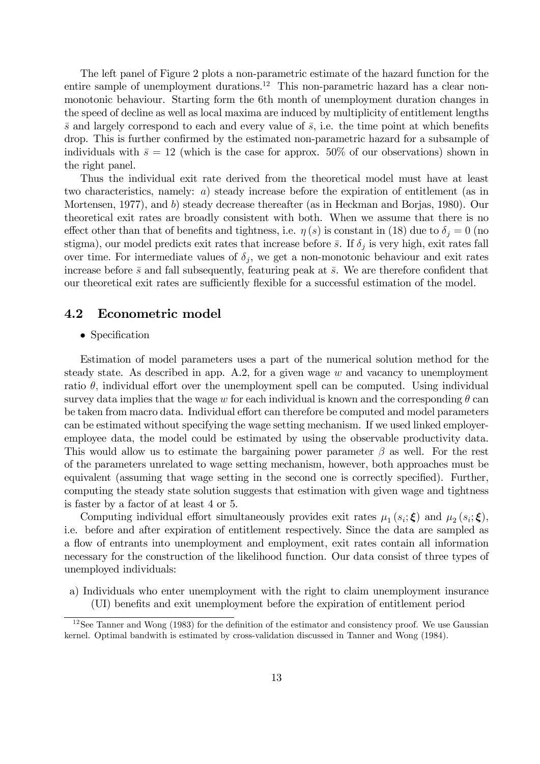The left panel of Figure 2 plots a non-parametric estimate of the hazard function for the entire sample of unemployment durations.[12] This non-parametric hazard has a clear non-monotonic behaviour. Starting form the 6th month of unemployment duration changes in the speed of decline as well as local maxima are induced by multiplicity of entitlement lengths $\bar{s}$ and largely correspond to each and every value of $\bar{s}$, i.e. the time point at which benefits drop. This is further confirmed by the estimated non-parametric hazard for a subsample of individuals with $\bar{s} = 12$ (which is the case for approx. 50% of our observations) shown in the right panel.

Thus the individual exit rate derived from the theoretical model must have at least two characteristics, namely: *a*) steady increase before the expiration of entitlement (as in Mortensen, 1977), and *b*) steady decrease thereafter (as in Heckman and Borjas, 1980). Our theoretical exit rates are broadly consistent with both. When we assume that there is no effect other than that of benefits and tightness, i.e. $\eta(s)$ is constant in (18) due to $\delta_j = 0$ (no stigma), our model predicts exit rates that increase before $\bar{s}$. If $\delta_j$ is very high, exit rates fall over time. For intermediate values of $\delta_j$, we get a non-monotonic behaviour and exit rates increase before $\bar{s}$ and fall subsequently, featuring peak at $\bar{s}$. We are therefore confident that our theoretical exit rates are sufficiently flexible for a successful estimation of the model.

## 4.2 Econometric model

- Specification

Estimation of model parameters uses a part of the numerical solution method for the steady state. As described in app. A.2, for a given wage $w$ and vacancy to unemployment ratio $\theta$, individual effort over the unemployment spell can be computed. Using individual survey data implies that the wage $w$ for each individual is known and the corresponding $\theta$ can be taken from macro data. Individual effort can therefore be computed and model parameters can be estimated without specifying the wage setting mechanism. If we used linked employer-employee data, the model could be estimated by using the observable productivity data. This would allow us to estimate the bargaining power parameter $\beta$ as well. For the rest of the parameters unrelated to wage setting mechanism, however, both approaches must be equivalent (assuming that wage setting in the second one is correctly specified). Further, computing the steady state solution suggests that estimation with given wage and tightness is faster by a factor of at least 4 or 5.

Computing individual effort simultaneously provides exit rates $\mu_1(s_i; \boldsymbol{\xi})$ and $\mu_2(s_i; \boldsymbol{\xi})$, i.e. before and after expiration of entitlement respectively. Since the data are sampled as a flow of entrants into unemployment and employment, exit rates contain all information necessary for the construction of the likelihood function. Our data consist of three types of unemployed individuals:

a) Individuals who enter unemployment with the right to claim unemployment insurance (UI) benefits and exit unemployment before the expiration of entitlement period

[12] See Tanner and Wong (1983) for the definition of the estimator and consistency proof. We use Gaussian kernel. Optimal bandwith is estimated by cross-validation discussed in Tanner and Wong (1984).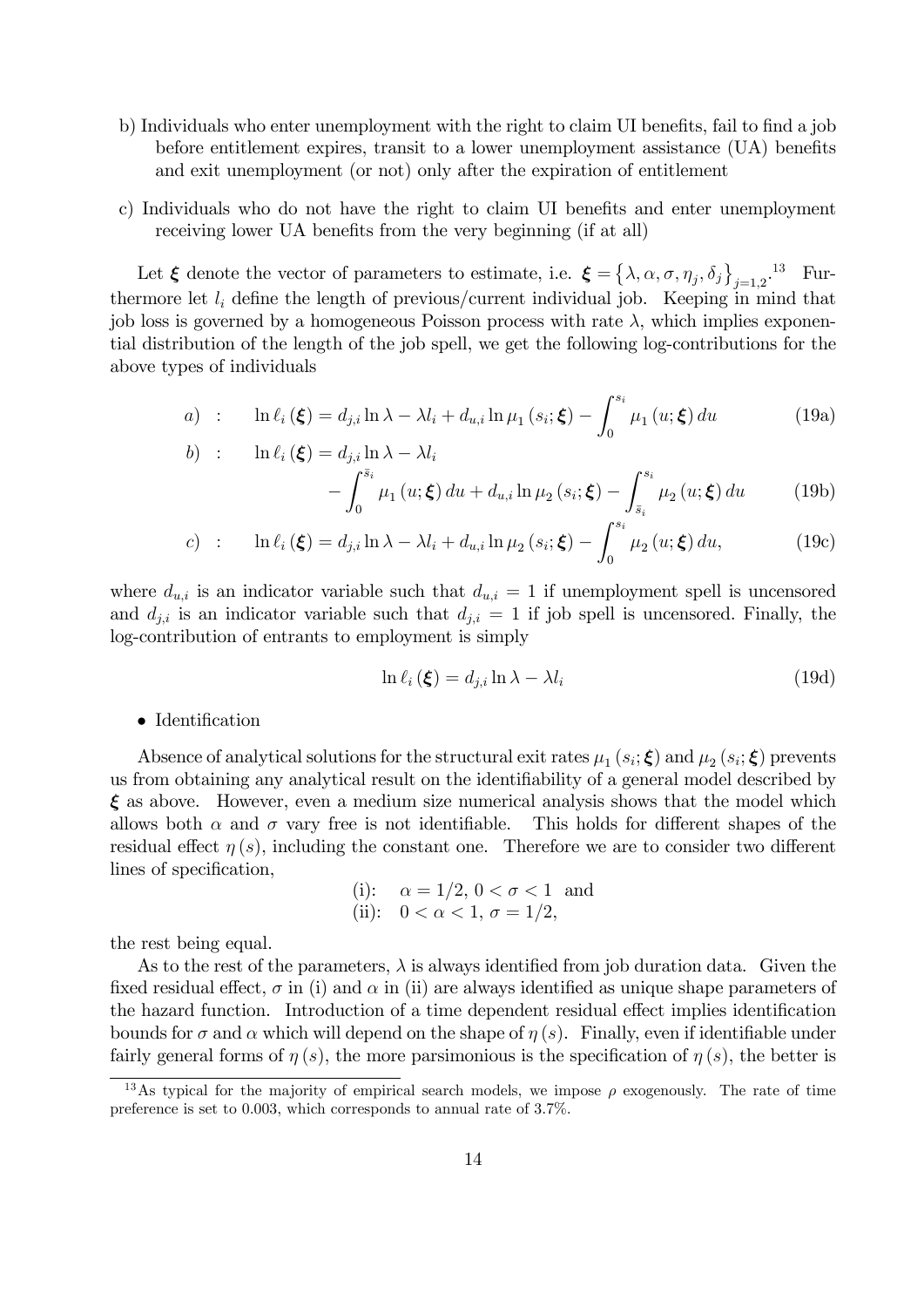b) Individuals who enter unemployment with the right to claim UI benefits, fail to find a job before entitlement expires, transit to a lower unemployment assistance (UA) benefits and exit unemployment (or not) only after the expiration of entitlement

c) Individuals who do not have the right to claim UI benefits and enter unemployment receiving lower UA benefits from the very beginning (if at all)

Let $\boldsymbol{\xi}$ denote the vector of parameters to estimate, i.e. $\boldsymbol{\xi} = \left\{\lambda, \alpha, \sigma, \eta_j, \delta_j\right\}_{j=1,2}$.[13] Furthermore let $l_i$ define the length of previous/current individual job. Keeping in mind that job loss is governed by a homogeneous Poisson process with rate $\lambda$, which implies exponential distribution of the length of the job spell, we get the following log-contributions for the above types of individuals

$$a) \quad : \quad \ln \ell_i(\boldsymbol{\xi}) = d_{j,i} \ln \lambda - \lambda l_i + d_{u,i} \ln \mu_1(s_i; \boldsymbol{\xi}) - \int_0^{s_i} \mu_1(u; \boldsymbol{\xi})\, du \tag{19a}$$

$$b) \quad : \quad \ln \ell_i(\boldsymbol{\xi}) = d_{j,i} \ln \lambda - \lambda l_i - \int_0^{\bar{s}_i} \mu_1(u; \boldsymbol{\xi})\, du + d_{u,i} \ln \mu_2(s_i; \boldsymbol{\xi}) - \int_{\bar{s}_i}^{s_i} \mu_2(u; \boldsymbol{\xi})\, du \tag{19b}$$

$$c) \quad : \quad \ln \ell_i(\boldsymbol{\xi}) = d_{j,i} \ln \lambda - \lambda l_i + d_{u,i} \ln \mu_2(s_i; \boldsymbol{\xi}) - \int_0^{s_i} \mu_2(u; \boldsymbol{\xi})\, du, \tag{19c}$$

where $d_{u,i}$ is an indicator variable such that $d_{u,i} = 1$ if unemployment spell is uncensored and $d_{j,i}$ is an indicator variable such that $d_{j,i} = 1$ if job spell is uncensored. Finally, the log-contribution of entrants to employment is simply

$$\ln \ell_i(\boldsymbol{\xi}) = d_{j,i} \ln \lambda - \lambda l_i \tag{19d}$$

- Identification

Absence of analytical solutions for the structural exit rates $\mu_1(s_i; \boldsymbol{\xi})$ and $\mu_2(s_i; \boldsymbol{\xi})$ prevents us from obtaining any analytical result on the identifiability of a general model described by $\boldsymbol{\xi}$ as above. However, even a medium size numerical analysis shows that the model which allows both $\alpha$ and $\sigma$ vary free is not identifiable. This holds for different shapes of the residual effect $\eta(s)$, including the constant one. Therefore we are to consider two different lines of specification,

(i): $\alpha = 1/2$, $0 < \sigma < 1$ and
(ii): $0 < \alpha < 1$, $\sigma = 1/2$,

the rest being equal.

As to the rest of the parameters, $\lambda$ is always identified from job duration data. Given the fixed residual effect, $\sigma$ in (i) and $\alpha$ in (ii) are always identified as unique shape parameters of the hazard function. Introduction of a time dependent residual effect implies identification bounds for $\sigma$ and $\alpha$ which will depend on the shape of $\eta(s)$. Finally, even if identifiable under fairly general forms of $\eta(s)$, the more parsimonious is the specification of $\eta(s)$, the better is

[13] As typical for the majority of empirical search models, we impose $\rho$ exogenously. The rate of time preference is set to 0.003, which corresponds to annual rate of 3.7%.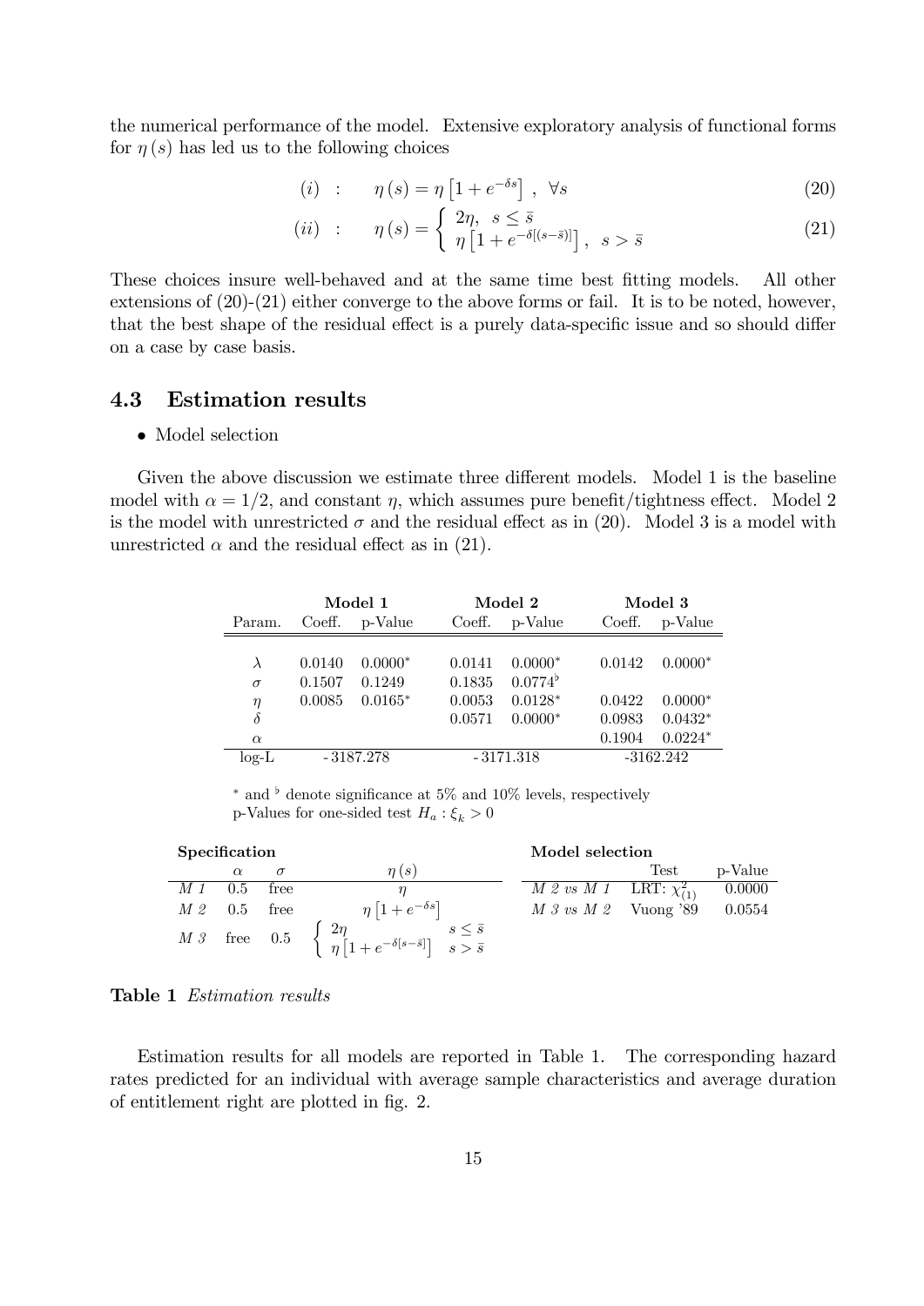the numerical performance of the model. Extensive exploratory analysis of functional forms for $\eta(s)$ has led us to the following choices

$$(i) \quad : \quad \eta(s) = \eta\left[1 + e^{-\delta s}\right], \ \forall s \tag{20}$$

$$(ii) \quad : \quad \eta(s) = \begin{cases} 2\eta, & s \leq \bar{s} \\ \eta\left[1 + e^{-\delta[(s-\bar{s})]}\right], & s > \bar{s} \end{cases} \tag{21}$$

These choices insure well-behaved and at the same time best fitting models. All other extensions of (20)-(21) either converge to the above forms or fail. It is to be noted, however, that the best shape of the residual effect is a purely data-specific issue and so should differ on a case by case basis.

## 4.3 Estimation results

- Model selection

Given the above discussion we estimate three different models. Model 1 is the baseline model with $\alpha = 1/2$, and constant $\eta$, which assumes pure benefit/tightness effect. Model 2 is the model with unrestricted $\sigma$ and the residual effect as in (20). Model 3 is a model with unrestricted $\alpha$ and the residual effect as in (21).

| | Model 1 | | Model 2 | | Model 3 | |
|---|---|---|---|---|---|---|
| Param. | Coeff. | p-Value | Coeff. | p-Value | Coeff. | p-Value |
| $\lambda$ | 0.0140 | $0.0000^{*}$ | 0.0141 | $0.0000^{*}$ | 0.0142 | $0.0000^{*}$ |
| $\sigma$ | 0.1507 | 0.1249 | 0.1835 | $0.0774^{\flat}$ | | |
| $\eta$ | 0.0085 | $0.0165^{*}$ | 0.0053 | $0.0128^{*}$ | 0.0422 | $0.0000^{*}$ |
| $\delta$ | | | 0.0571 | $0.0000^{*}$ | 0.0983 | $0.0432^{*}$ |
| $\alpha$ | | | | | 0.1904 | $0.0224^{*}$ |
| log-L | -3187.278 | | -3171.318 | | -3162.242 | |

$^{*}$ and $^{\flat}$ denote significance at 5% and 10% levels, respectively
p-Values for one-sided test $H_a : \xi_k > 0$

**Specification**

| | $\alpha$ | $\sigma$ | $\eta(s)$ |
|---|---|---|---|
| *M 1* | 0.5 | free | $\eta$ |
| *M 2* | 0.5 | free | $\eta\left[1 + e^{-\delta s}\right]$ |
| *M 3* | free | 0.5 | $\begin{cases} 2\eta & s \leq \bar{s} \\ \eta\left[1 + e^{-\delta[s-\bar{s}]}\right] & s > \bar{s} \end{cases}$ |

**Model selection**

| | Test | p-Value |
|---|---|---|
| *M 2 vs M 1* | LRT: $\chi^2_{(1)}$ | 0.0000 |
| *M 3 vs M 2* | Vuong '89 | 0.0554 |

**Table 1** *Estimation results*

Estimation results for all models are reported in Table 1. The corresponding hazard rates predicted for an individual with average sample characteristics and average duration of entitlement right are plotted in fig. 2.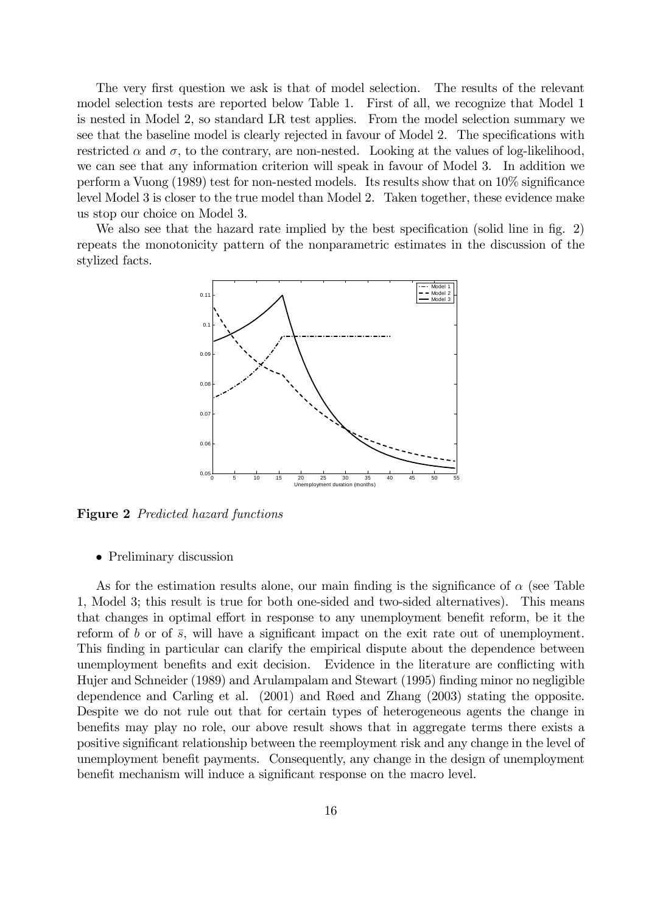The very first question we ask is that of model selection. The results of the relevant model selection tests are reported below Table 1. First of all, we recognize that Model 1 is nested in Model 2, so standard LR test applies. From the model selection summary we see that the baseline model is clearly rejected in favour of Model 2. The specifications with restricted $\alpha$ and $\sigma$, to the contrary, are non-nested. Looking at the values of log-likelihood, we can see that any information criterion will speak in favour of Model 3. In addition we perform a Vuong (1989) test for non-nested models. Its results show that on 10% significance level Model 3 is closer to the true model than Model 2. Taken together, these evidence make us stop our choice on Model 3.

We also see that the hazard rate implied by the best specification (solid line in fig. 2) repeats the monotonicity pattern of the nonparametric estimates in the discussion of the stylized facts.

**Figure 2** *Predicted hazard functions*

- Preliminary discussion

As for the estimation results alone, our main finding is the significance of $\alpha$ (see Table 1, Model 3; this result is true for both one-sided and two-sided alternatives). This means that changes in optimal effort in response to any unemployment benefit reform, be it the reform of $b$ or of $\bar{s}$, will have a significant impact on the exit rate out of unemployment. This finding in particular can clarify the empirical dispute about the dependence between unemployment benefits and exit decision. Evidence in the literature are conflicting with Hujer and Schneider (1989) and Arulampalam and Stewart (1995) finding minor no negligible dependence and Carling et al. (2001) and Røed and Zhang (2003) stating the opposite. Despite we do not rule out that for certain types of heterogeneous agents the change in benefits may play no role, our above result shows that in aggregate terms there exists a positive significant relationship between the reemployment risk and any change in the level of unemployment benefit payments. Consequently, any change in the design of unemployment benefit mechanism will induce a significant response on the macro level.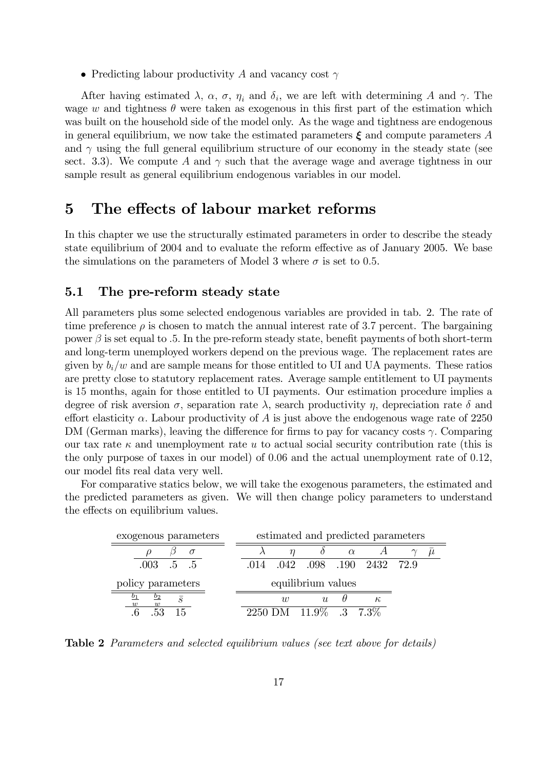- Predicting labour productivity $A$ and vacancy cost $\gamma$

After having estimated $\lambda$, $\alpha$, $\sigma$, $\eta_i$ and $\delta_i$, we are left with determining $A$ and $\gamma$. The wage $w$ and tightness $\theta$ were taken as exogenous in this first part of the estimation which was built on the household side of the model only. As the wage and tightness are endogenous in general equilibrium, we now take the estimated parameters $\boldsymbol{\xi}$ and compute parameters $A$ and $\gamma$ using the full general equilibrium structure of our economy in the steady state (see sect. 3.3). We compute $A$ and $\gamma$ such that the average wage and average tightness in our sample result as general equilibrium endogenous variables in our model.

# 5 The effects of labour market reforms

In this chapter we use the structurally estimated parameters in order to describe the steady state equilibrium of 2004 and to evaluate the reform effective as of January 2005. We base the simulations on the parameters of Model 3 where $\sigma$ is set to 0.5.

## 5.1 The pre-reform steady state

All parameters plus some selected endogenous variables are provided in tab. 2. The rate of time preference $\rho$ is chosen to match the annual interest rate of 3.7 percent. The bargaining power $\beta$ is set equal to .5. In the pre-reform steady state, benefit payments of both short-term and long-term unemployed workers depend on the previous wage. The replacement rates are given by $b_i/w$ and are sample means for those entitled to UI and UA payments. These ratios are pretty close to statutory replacement rates. Average sample entitlement to UI payments is 15 months, again for those entitled to UI payments. Our estimation procedure implies a degree of risk aversion $\sigma$, separation rate $\lambda$, search productivity $\eta$, depreciation rate $\delta$ and effort elasticity $\alpha$. Labour productivity of $A$ is just above the endogenous wage rate of 2250 DM (German marks), leaving the difference for firms to pay for vacancy costs $\gamma$. Comparing our tax rate $\kappa$ and unemployment rate $u$ to actual social security contribution rate (this is the only purpose of taxes in our model) of 0.06 and the actual unemployment rate of 0.12, our model fits real data very well.

For comparative statics below, we will take the exogenous parameters, the estimated and the predicted parameters as given. We will then change policy parameters to understand the effects on equilibrium values.

| exogenous parameters | | |
|---|---|---|
| $\rho$ | $\beta$ | $\sigma$ |
| .003 | .5 | .5 |

| estimated and predicted parameters | | | | | | |
|---|---|---|---|---|---|---|
| $\lambda$ | $\eta$ | $\delta$ | $\alpha$ | $A$ | $\gamma$ | $\bar{\mu}$ |
| .014 | .042 | .098 | .190 | 2432 | 72.9 | |

| policy parameters | | |
|---|---|---|
| $\frac{b_1}{w}$ | $\frac{b_2}{w}$ | $\bar{s}$ |
| .6 | .53 | 15 |

| equilibrium values | | | |
|---|---|---|---|
| $w$ | $u$ | $\theta$ | $\kappa$ |
| 2250 DM | 11.9% | .3 | 7.3% |

**Table 2** *Parameters and selected equilibrium values (see text above for details)*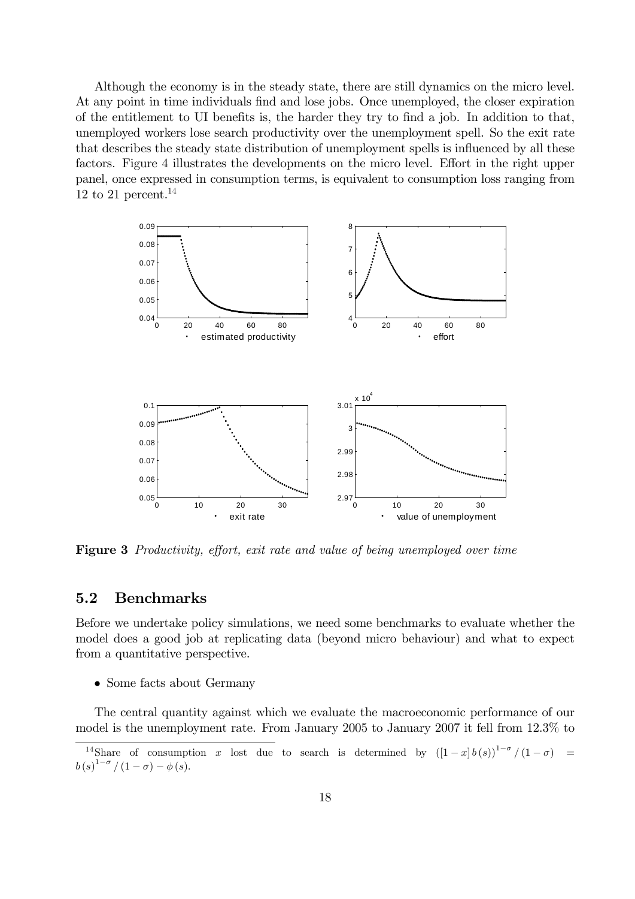Although the economy is in the steady state, there are still dynamics on the micro level. At any point in time individuals find and lose jobs. Once unemployed, the closer expiration of the entitlement to UI benefits is, the harder they try to find a job. In addition to that, unemployed workers lose search productivity over the unemployment spell. So the exit rate that describes the steady state distribution of unemployment spells is influenced by all these factors. Figure 4 illustrates the developments on the micro level. Effort in the right upper panel, once expressed in consumption terms, is equivalent to consumption loss ranging from 12 to 21 percent.[14]

**Figure 3** *Productivity, effort, exit rate and value of being unemployed over time*

## 5.2 Benchmarks

Before we undertake policy simulations, we need some benchmarks to evaluate whether the model does a good job at replicating data (beyond micro behaviour) and what to expect from a quantitative perspective.

- Some facts about Germany

The central quantity against which we evaluate the macroeconomic performance of our model is the unemployment rate. From January 2005 to January 2007 it fell from 12.3% to

[14] Share of consumption $x$ lost due to search is determined by $([1-x]\,b(s))^{1-\sigma}/(1-\sigma) = b(s)^{1-\sigma}/(1-\sigma) - \phi(s)$.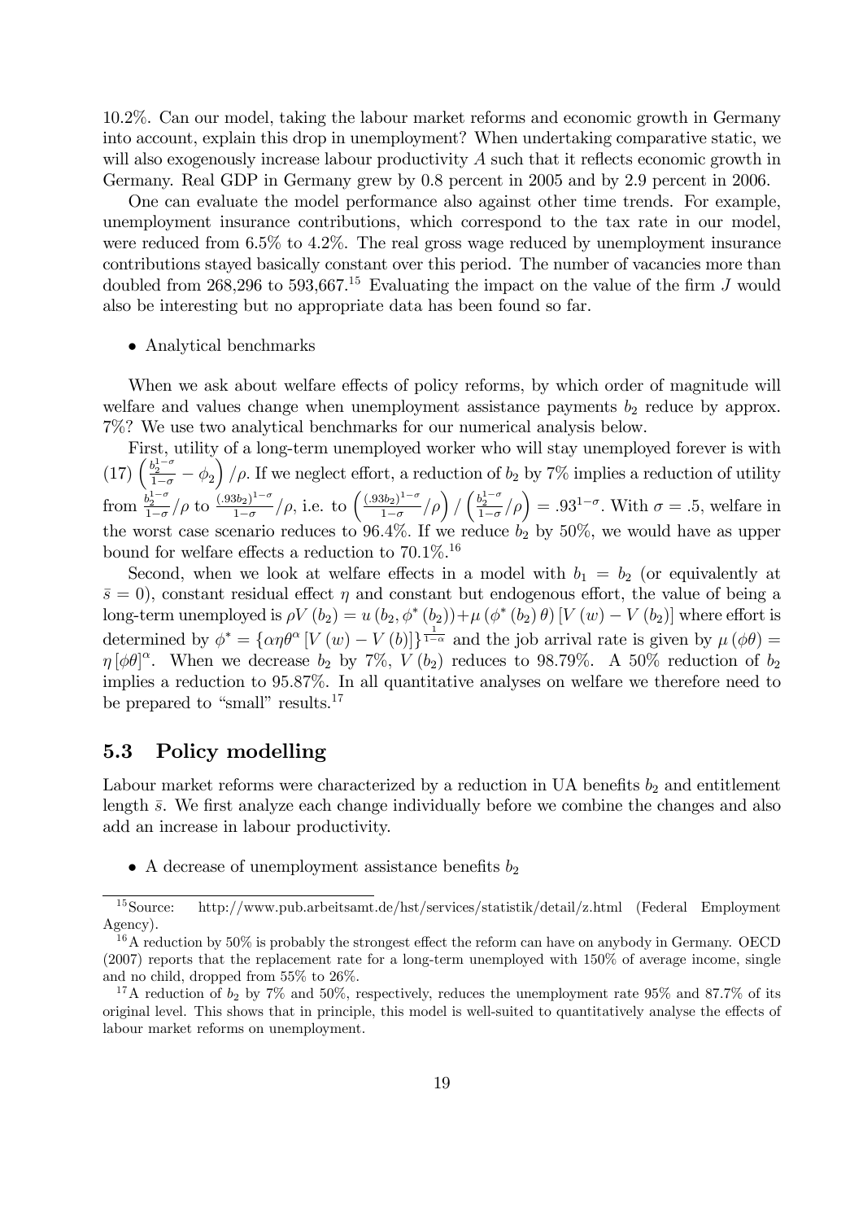10.2%. Can our model, taking the labour market reforms and economic growth in Germany into account, explain this drop in unemployment? When undertaking comparative static, we will also exogenously increase labour productivity $A$ such that it reflects economic growth in Germany. Real GDP in Germany grew by 0.8 percent in 2005 and by 2.9 percent in 2006.

One can evaluate the model performance also against other time trends. For example, unemployment insurance contributions, which correspond to the tax rate in our model, were reduced from 6.5% to 4.2%. The real gross wage reduced by unemployment insurance contributions stayed basically constant over this period. The number of vacancies more than doubled from 268,296 to 593,667.[15] Evaluating the impact on the value of the firm $J$ would also be interesting but no appropriate data has been found so far.

- Analytical benchmarks

When we ask about welfare effects of policy reforms, by which order of magnitude will welfare and values change when unemployment assistance payments $b_2$ reduce by approx. 7%? We use two analytical benchmarks for our numerical analysis below.

First, utility of a long-term unemployed worker who will stay unemployed forever is with (17) $\left(\frac{b_2^{1-\sigma}}{1-\sigma} - \phi_2\right)/\rho$. If we neglect effort, a reduction of $b_2$ by 7% implies a reduction of utility from $\frac{b_2^{1-\sigma}}{1-\sigma}/\rho$ to $\frac{(.93b_2)^{1-\sigma}}{1-\sigma}/\rho$, i.e. to $\left(\frac{(.93b_2)^{1-\sigma}}{1-\sigma}/\rho\right)/\left(\frac{b_2^{1-\sigma}}{1-\sigma}/\rho\right) = .93^{1-\sigma}$. With $\sigma = .5$, welfare in the worst case scenario reduces to 96.4%. If we reduce $b_2$ by 50%, we would have as upper bound for welfare effects a reduction to 70.1%.[16]

Second, when we look at welfare effects in a model with $b_1 = b_2$ (or equivalently at $\bar{s} = 0$), constant residual effect $\eta$ and constant but endogenous effort, the value of being a long-term unemployed is $\rho V(b_2) = u(b_2, \phi^*(b_2)) + \mu(\phi^*(b_2)\theta)[V(w) - V(b_2)]$ where effort is determined by $\phi^* = \{\alpha\eta\theta^\alpha [V(w) - V(b)]\}^{\frac{1}{1-\alpha}}$ and the job arrival rate is given by $\mu(\phi\theta) = \eta[\phi\theta]^\alpha$. When we decrease $b_2$ by 7%, $V(b_2)$ reduces to 98.79%. A 50% reduction of $b_2$ implies a reduction to 95.87%. In all quantitative analyses on welfare we therefore need to be prepared to "small" results.[17]

## 5.3 Policy modelling

Labour market reforms were characterized by a reduction in UA benefits $b_2$ and entitlement length $\bar{s}$. We first analyze each change individually before we combine the changes and also add an increase in labour productivity.

- A decrease of unemployment assistance benefits $b_2$

---

[15] Source: http://www.pub.arbeitsamt.de/hst/services/statistik/detail/z.html (Federal Employment Agency).

[16] A reduction by 50% is probably the strongest effect the reform can have on anybody in Germany. OECD (2007) reports that the replacement rate for a long-term unemployed with 150% of average income, single and no child, dropped from 55% to 26%.

[17] A reduction of $b_2$ by 7% and 50%, respectively, reduces the unemployment rate 95% and 87.7% of its original level. This shows that in principle, this model is well-suited to quantitatively analyse the effects of labour market reforms on unemployment.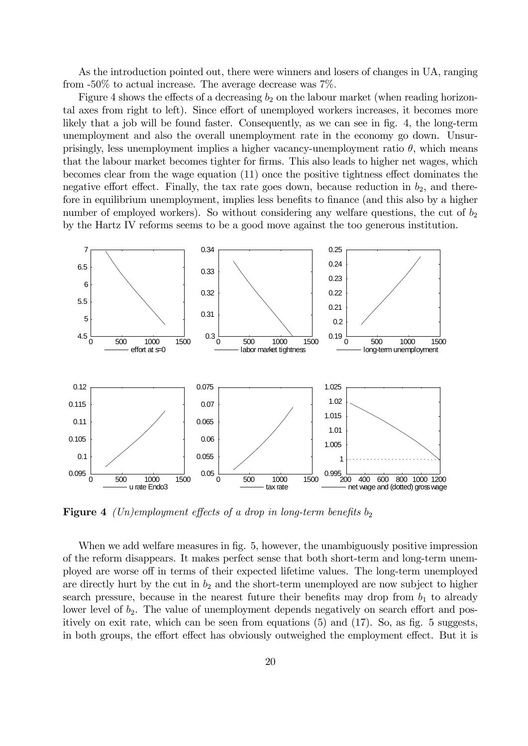As the introduction pointed out, there were winners and losers of changes in UA, ranging from -50% to actual increase. The average decrease was 7%.

Figure 4 shows the effects of a decreasing $b_2$ on the labour market (when reading horizontal axes from right to left). Since effort of unemployed workers increases, it becomes more likely that a job will be found faster. Consequently, as we can see in fig. 4, the long-term unemployment and also the overall unemployment rate in the economy go down. Unsurprisingly, less unemployment implies a higher vacancy-unemployment ratio $\theta$, which means that the labour market becomes tighter for firms. This also leads to higher net wages, which becomes clear from the wage equation (11) once the positive tightness effect dominates the negative effort effect. Finally, the tax rate goes down, because reduction in $b_2$, and therefore in equilibrium unemployment, implies less benefits to finance (and this also by a higher number of employed workers). So without considering any welfare questions, the cut of $b_2$ by the Hartz IV reforms seems to be a good move against the too generous institution.

**Figure 4** *(Un)employment effects of a drop in long-term benefits $b_2$*

When we add welfare measures in fig. 5, however, the unambiguously positive impression of the reform disappears. It makes perfect sense that both short-term and long-term unemployed are worse off in terms of their expected lifetime values. The long-term unemployed are directly hurt by the cut in $b_2$ and the short-term unemployed are now subject to higher search pressure, because in the nearest future their benefits may drop from $b_1$ to already lower level of $b_2$. The value of unemployment depends negatively on search effort and positively on exit rate, which can be seen from equations (5) and (17). So, as fig. 5 suggests, in both groups, the effort effect has obviously outweighed the employment effect. But it is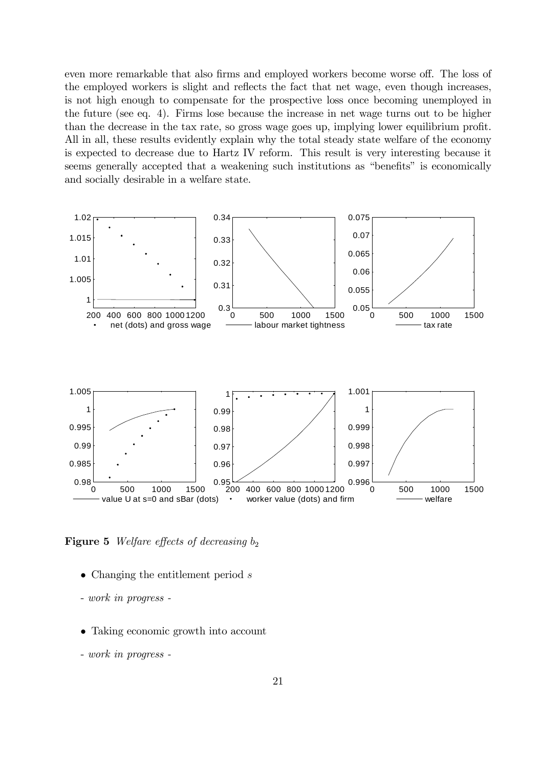even more remarkable that also firms and employed workers become worse off. The loss of the employed workers is slight and reflects the fact that net wage, even though increases, is not high enough to compensate for the prospective loss once becoming unemployed in the future (see eq. 4). Firms lose because the increase in net wage turns out to be higher than the decrease in the tax rate, so gross wage goes up, implying lower equilibrium profit. All in all, these results evidently explain why the total steady state welfare of the economy is expected to decrease due to Hartz IV reform. This result is very interesting because it seems generally accepted that a weakening such institutions as "benefits" is economically and socially desirable in a welfare state.

**Figure 5** *Welfare effects of decreasing $b_2$*

- Changing the entitlement period $s$

*- work in progress -*

- Taking economic growth into account

*- work in progress -*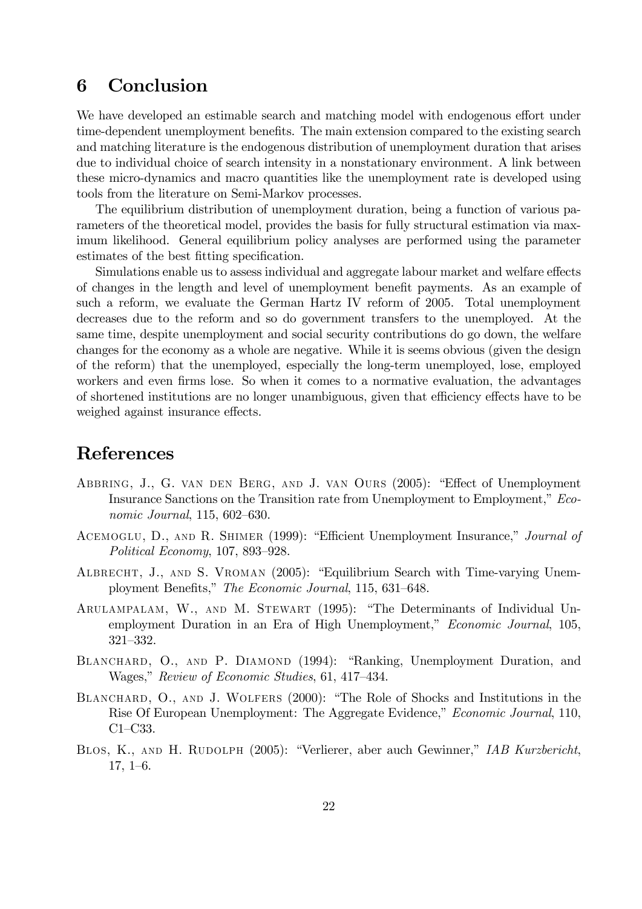# 6 Conclusion

We have developed an estimable search and matching model with endogenous effort under time-dependent unemployment benefits. The main extension compared to the existing search and matching literature is the endogenous distribution of unemployment duration that arises due to individual choice of search intensity in a nonstationary environment. A link between these micro-dynamics and macro quantities like the unemployment rate is developed using tools from the literature on Semi-Markov processes.

The equilibrium distribution of unemployment duration, being a function of various parameters of the theoretical model, provides the basis for fully structural estimation via maximum likelihood. General equilibrium policy analyses are performed using the parameter estimates of the best fitting specification.

Simulations enable us to assess individual and aggregate labour market and welfare effects of changes in the length and level of unemployment benefit payments. As an example of such a reform, we evaluate the German Hartz IV reform of 2005. Total unemployment decreases due to the reform and so do government transfers to the unemployed. At the same time, despite unemployment and social security contributions do go down, the welfare changes for the economy as a whole are negative. While it is seems obvious (given the design of the reform) that the unemployed, especially the long-term unemployed, lose, employed workers and even firms lose. So when it comes to a normative evaluation, the advantages of shortened institutions are no longer unambiguous, given that efficiency effects have to be weighed against insurance effects.

# References

Abbring, J., G. van den Berg, and J. van Ours (2005): "Effect of Unemployment Insurance Sanctions on the Transition rate from Unemployment to Employment," *Economic Journal*, 115, 602–630.

Acemoglu, D., and R. Shimer (1999): "Efficient Unemployment Insurance," *Journal of Political Economy*, 107, 893–928.

Albrecht, J., and S. Vroman (2005): "Equilibrium Search with Time-varying Unemployment Benefits," *The Economic Journal*, 115, 631–648.

Arulampalam, W., and M. Stewart (1995): "The Determinants of Individual Unemployment Duration in an Era of High Unemployment," *Economic Journal*, 105, 321–332.

Blanchard, O., and P. Diamond (1994): "Ranking, Unemployment Duration, and Wages," *Review of Economic Studies*, 61, 417–434.

Blanchard, O., and J. Wolfers (2000): "The Role of Shocks and Institutions in the Rise Of European Unemployment: The Aggregate Evidence," *Economic Journal*, 110, C1–C33.

Blos, K., and H. Rudolph (2005): "Verlierer, aber auch Gewinner," *IAB Kurzbericht*, 17, 1–6.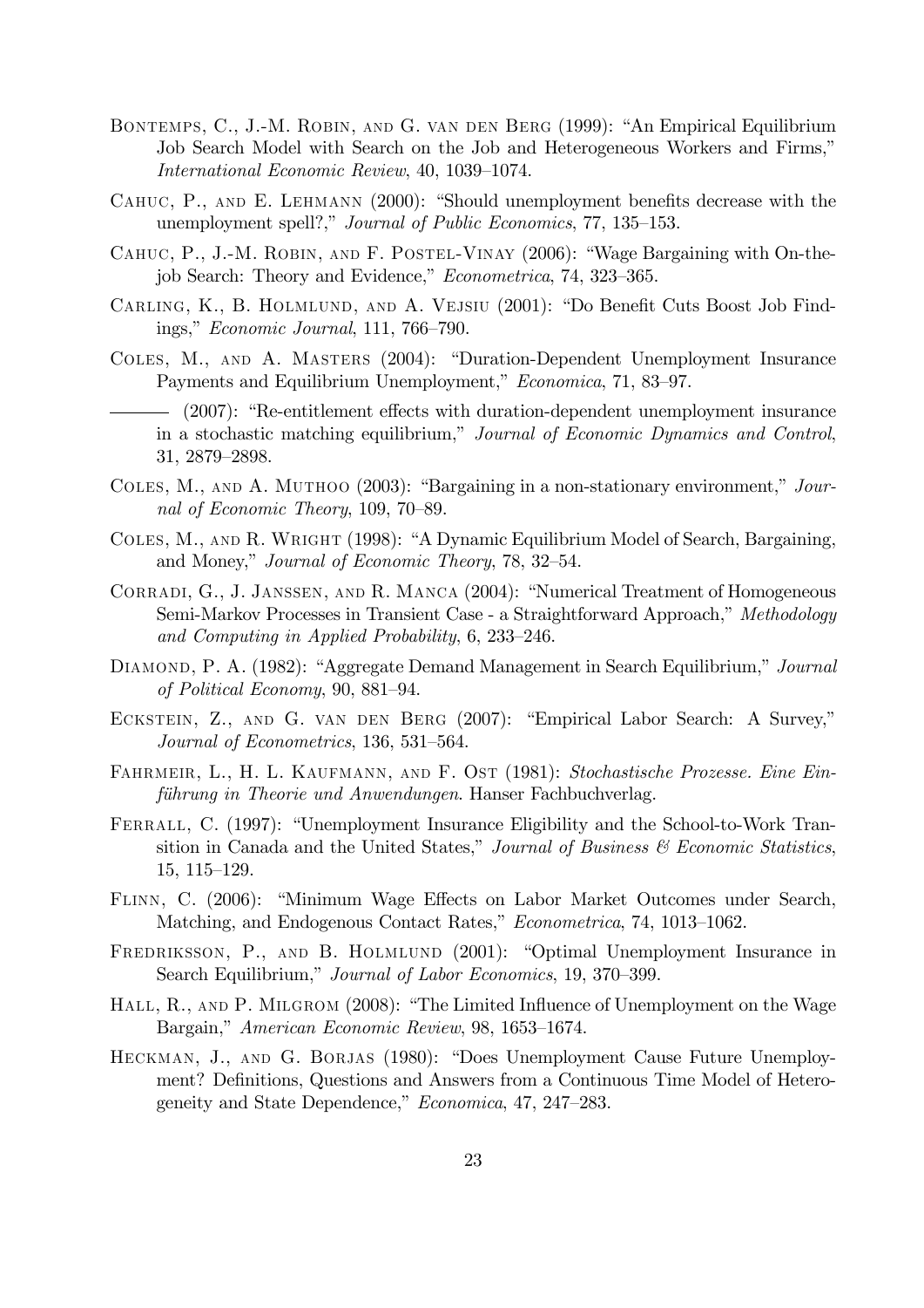Bontemps, C., J.-M. Robin, and G. van den Berg (1999): "An Empirical Equilibrium Job Search Model with Search on the Job and Heterogeneous Workers and Firms," *International Economic Review*, 40, 1039–1074.

Cahuc, P., and E. Lehmann (2000): "Should unemployment benefits decrease with the unemployment spell?," *Journal of Public Economics*, 77, 135–153.

Cahuc, P., J.-M. Robin, and F. Postel-Vinay (2006): "Wage Bargaining with On-the-job Search: Theory and Evidence," *Econometrica*, 74, 323–365.

Carling, K., B. Holmlund, and A. Vejsiu (2001): "Do Benefit Cuts Boost Job Findings," *Economic Journal*, 111, 766–790.

Coles, M., and A. Masters (2004): "Duration-Dependent Unemployment Insurance Payments and Equilibrium Unemployment," *Economica*, 71, 83–97.

——— (2007): "Re-entitlement effects with duration-dependent unemployment insurance in a stochastic matching equilibrium," *Journal of Economic Dynamics and Control*, 31, 2879–2898.

Coles, M., and A. Muthoo (2003): "Bargaining in a non-stationary environment," *Journal of Economic Theory*, 109, 70–89.

Coles, M., and R. Wright (1998): "A Dynamic Equilibrium Model of Search, Bargaining, and Money," *Journal of Economic Theory*, 78, 32–54.

Corradi, G., J. Janssen, and R. Manca (2004): "Numerical Treatment of Homogeneous Semi-Markov Processes in Transient Case - a Straightforward Approach," *Methodology and Computing in Applied Probability*, 6, 233–246.

Diamond, P. A. (1982): "Aggregate Demand Management in Search Equilibrium," *Journal of Political Economy*, 90, 881–94.

Eckstein, Z., and G. van den Berg (2007): "Empirical Labor Search: A Survey," *Journal of Econometrics*, 136, 531–564.

Fahrmeir, L., H. L. Kaufmann, and F. Ost (1981): *Stochastische Prozesse. Eine Einführung in Theorie und Anwendungen*. Hanser Fachbuchverlag.

Ferrall, C. (1997): "Unemployment Insurance Eligibility and the School-to-Work Transition in Canada and the United States," *Journal of Business & Economic Statistics*, 15, 115–129.

Flinn, C. (2006): "Minimum Wage Effects on Labor Market Outcomes under Search, Matching, and Endogenous Contact Rates," *Econometrica*, 74, 1013–1062.

Fredriksson, P., and B. Holmlund (2001): "Optimal Unemployment Insurance in Search Equilibrium," *Journal of Labor Economics*, 19, 370–399.

Hall, R., and P. Milgrom (2008): "The Limited Influence of Unemployment on the Wage Bargain," *American Economic Review*, 98, 1653–1674.

Heckman, J., and G. Borjas (1980): "Does Unemployment Cause Future Unemployment? Definitions, Questions and Answers from a Continuous Time Model of Heterogeneity and State Dependence," *Economica*, 47, 247–283.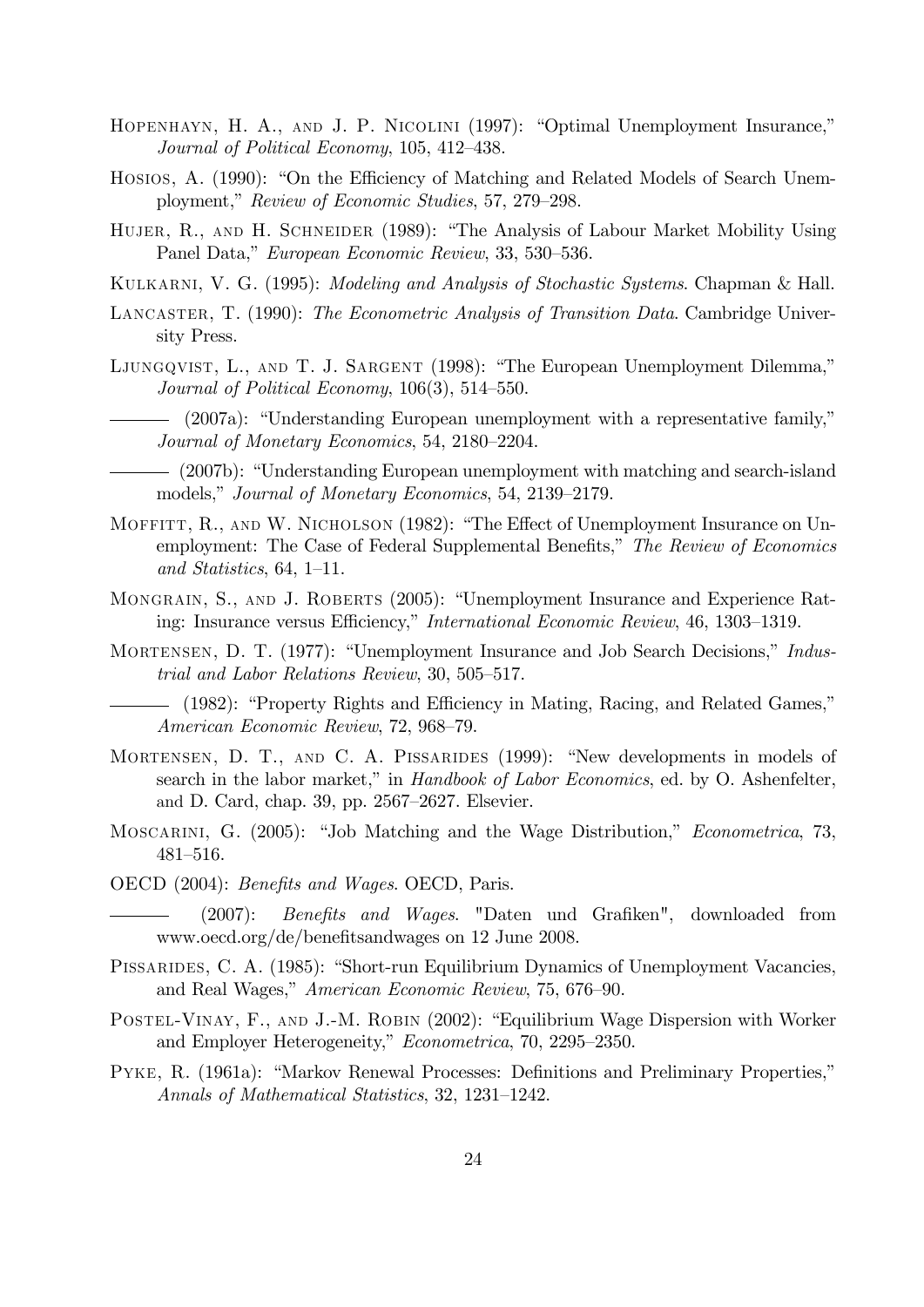Hopenhayn, H. A., and J. P. Nicolini (1997): "Optimal Unemployment Insurance," *Journal of Political Economy*, 105, 412–438.

Hosios, A. (1990): "On the Efficiency of Matching and Related Models of Search Unemployment," *Review of Economic Studies*, 57, 279–298.

Hujer, R., and H. Schneider (1989): "The Analysis of Labour Market Mobility Using Panel Data," *European Economic Review*, 33, 530–536.

Kulkarni, V. G. (1995): *Modeling and Analysis of Stochastic Systems*. Chapman & Hall.

Lancaster, T. (1990): *The Econometric Analysis of Transition Data*. Cambridge University Press.

Ljungqvist, L., and T. J. Sargent (1998): "The European Unemployment Dilemma," *Journal of Political Economy*, 106(3), 514–550.

——— (2007a): "Understanding European unemployment with a representative family," *Journal of Monetary Economics*, 54, 2180–2204.

——— (2007b): "Understanding European unemployment with matching and search-island models," *Journal of Monetary Economics*, 54, 2139–2179.

Moffitt, R., and W. Nicholson (1982): "The Effect of Unemployment Insurance on Unemployment: The Case of Federal Supplemental Benefits," *The Review of Economics and Statistics*, 64, 1–11.

Mongrain, S., and J. Roberts (2005): "Unemployment Insurance and Experience Rating: Insurance versus Efficiency," *International Economic Review*, 46, 1303–1319.

Mortensen, D. T. (1977): "Unemployment Insurance and Job Search Decisions," *Industrial and Labor Relations Review*, 30, 505–517.

——— (1982): "Property Rights and Efficiency in Mating, Racing, and Related Games," *American Economic Review*, 72, 968–79.

Mortensen, D. T., and C. A. Pissarides (1999): "New developments in models of search in the labor market," in *Handbook of Labor Economics*, ed. by O. Ashenfelter, and D. Card, chap. 39, pp. 2567–2627. Elsevier.

Moscarini, G. (2005): "Job Matching and the Wage Distribution," *Econometrica*, 73, 481–516.

OECD (2004): *Benefits and Wages*. OECD, Paris.

——— (2007): *Benefits and Wages*. "Daten und Grafiken", downloaded from www.oecd.org/de/benefitsandwages on 12 June 2008.

Pissarides, C. A. (1985): "Short-run Equilibrium Dynamics of Unemployment Vacancies, and Real Wages," *American Economic Review*, 75, 676–90.

Postel-Vinay, F., and J.-M. Robin (2002): "Equilibrium Wage Dispersion with Worker and Employer Heterogeneity," *Econometrica*, 70, 2295–2350.

Pyke, R. (1961a): "Markov Renewal Processes: Definitions and Preliminary Properties," *Annals of Mathematical Statistics*, 32, 1231–1242.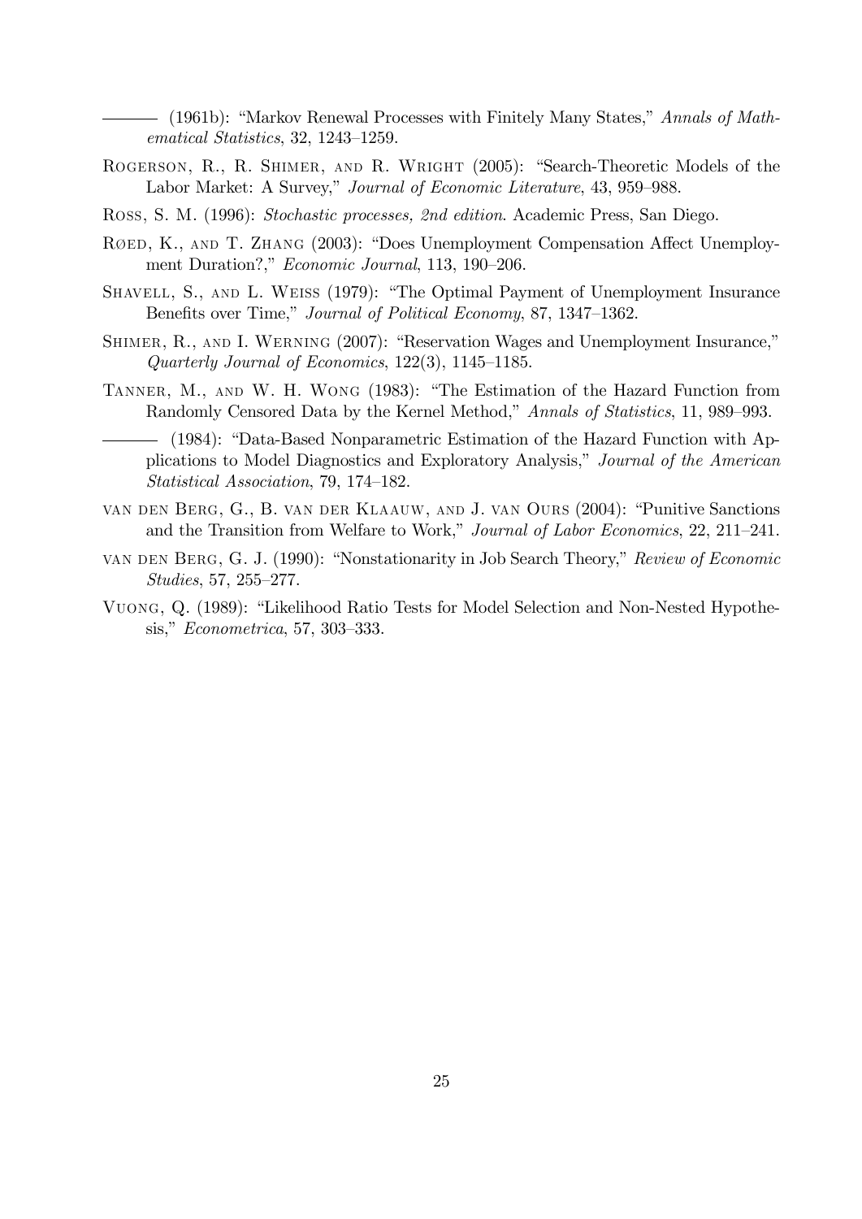——— (1961b): "Markov Renewal Processes with Finitely Many States," *Annals of Mathematical Statistics*, 32, 1243–1259.

Rogerson, R., R. Shimer, and R. Wright (2005): "Search-Theoretic Models of the Labor Market: A Survey," *Journal of Economic Literature*, 43, 959–988.

Ross, S. M. (1996): *Stochastic processes, 2nd edition*. Academic Press, San Diego.

Røed, K., and T. Zhang (2003): "Does Unemployment Compensation Affect Unemployment Duration?," *Economic Journal*, 113, 190–206.

Shavell, S., and L. Weiss (1979): "The Optimal Payment of Unemployment Insurance Benefits over Time," *Journal of Political Economy*, 87, 1347–1362.

Shimer, R., and I. Werning (2007): "Reservation Wages and Unemployment Insurance," *Quarterly Journal of Economics*, 122(3), 1145–1185.

Tanner, M., and W. H. Wong (1983): "The Estimation of the Hazard Function from Randomly Censored Data by the Kernel Method," *Annals of Statistics*, 11, 989–993.

——— (1984): "Data-Based Nonparametric Estimation of the Hazard Function with Applications to Model Diagnostics and Exploratory Analysis," *Journal of the American Statistical Association*, 79, 174–182.

van den Berg, G., B. van der Klaauw, and J. van Ours (2004): "Punitive Sanctions and the Transition from Welfare to Work," *Journal of Labor Economics*, 22, 211–241.

van den Berg, G. J. (1990): "Nonstationarity in Job Search Theory," *Review of Economic Studies*, 57, 255–277.

Vuong, Q. (1989): "Likelihood Ratio Tests for Model Selection and Non-Nested Hypothesis," *Econometrica*, 57, 303–333.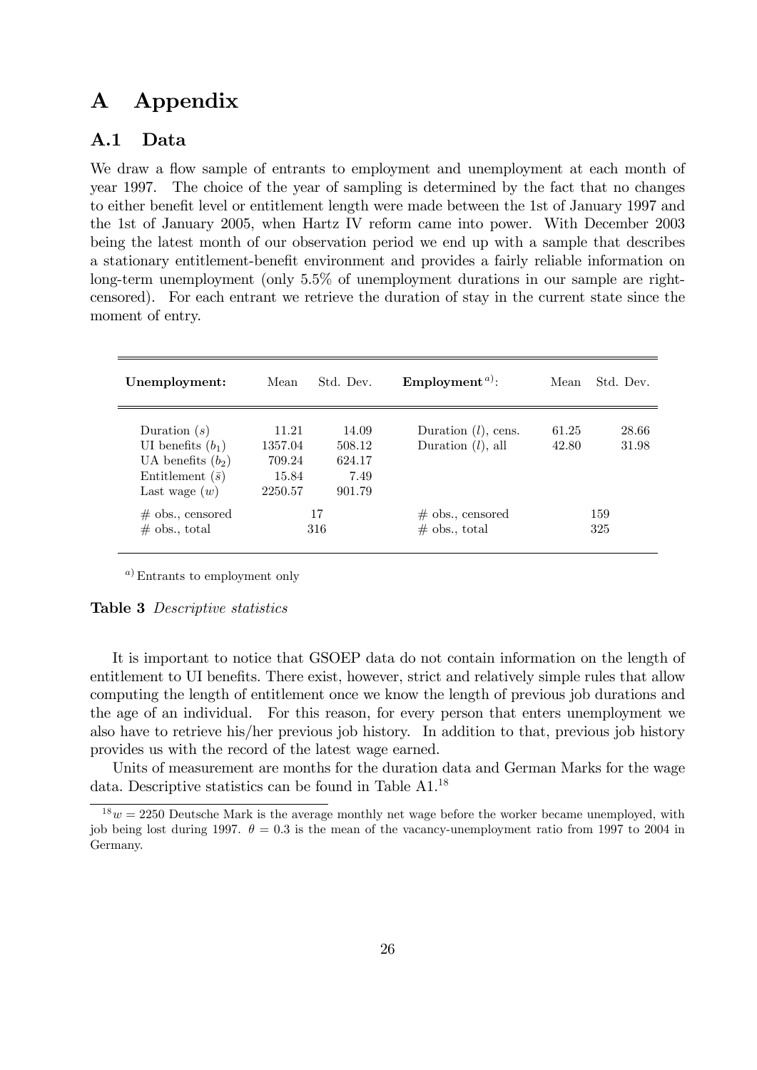# A Appendix

## A.1 Data

We draw a flow sample of entrants to employment and unemployment at each month of year 1997. The choice of the year of sampling is determined by the fact that no changes to either benefit level or entitlement length were made between the 1st of January 1997 and the 1st of January 2005, when Hartz IV reform came into power. With December 2003 being the latest month of our observation period we end up with a sample that describes a stationary entitlement-benefit environment and provides a fairly reliable information on long-term unemployment (only 5.5% of unemployment durations in our sample are right-censored). For each entrant we retrieve the duration of stay in the current state since the moment of entry.

| **Unemployment:** | Mean | Std. Dev. | **Employment**[a]: | Mean | Std. Dev. |
|---|---|---|---|---|---|
| Duration ($s$) | 11.21 | 14.09 | Duration ($l$), cens. | 61.25 | 28.66 |
| UI benefits ($b_1$) | 1357.04 | 508.12 | Duration ($l$), all | 42.80 | 31.98 |
| UA benefits ($b_2$) | 709.24 | 624.17 | | | |
| Entitlement ($\bar{s}$) | 15.84 | 7.49 | | | |
| Last wage ($w$) | 2250.57 | 901.79 | | | |
| # obs., censored | 17 | | # obs., censored | 159 | |
| # obs., total | 316 | | # obs., total | 325 | |

[a] Entrants to employment only

**Table 3** *Descriptive statistics*

It is important to notice that GSOEP data do not contain information on the length of entitlement to UI benefits. There exist, however, strict and relatively simple rules that allow computing the length of entitlement once we know the length of previous job durations and the age of an individual. For this reason, for every person that enters unemployment we also have to retrieve his/her previous job history. In addition to that, previous job history provides us with the record of the latest wage earned.

Units of measurement are months for the duration data and German Marks for the wage data. Descriptive statistics can be found in Table A1.[18]

[18] $w = 2250$ Deutsche Mark is the average monthly net wage before the worker became unemployed, with job being lost during 1997. $\theta = 0.3$ is the mean of the vacancy-unemployment ratio from 1997 to 2004 in Germany.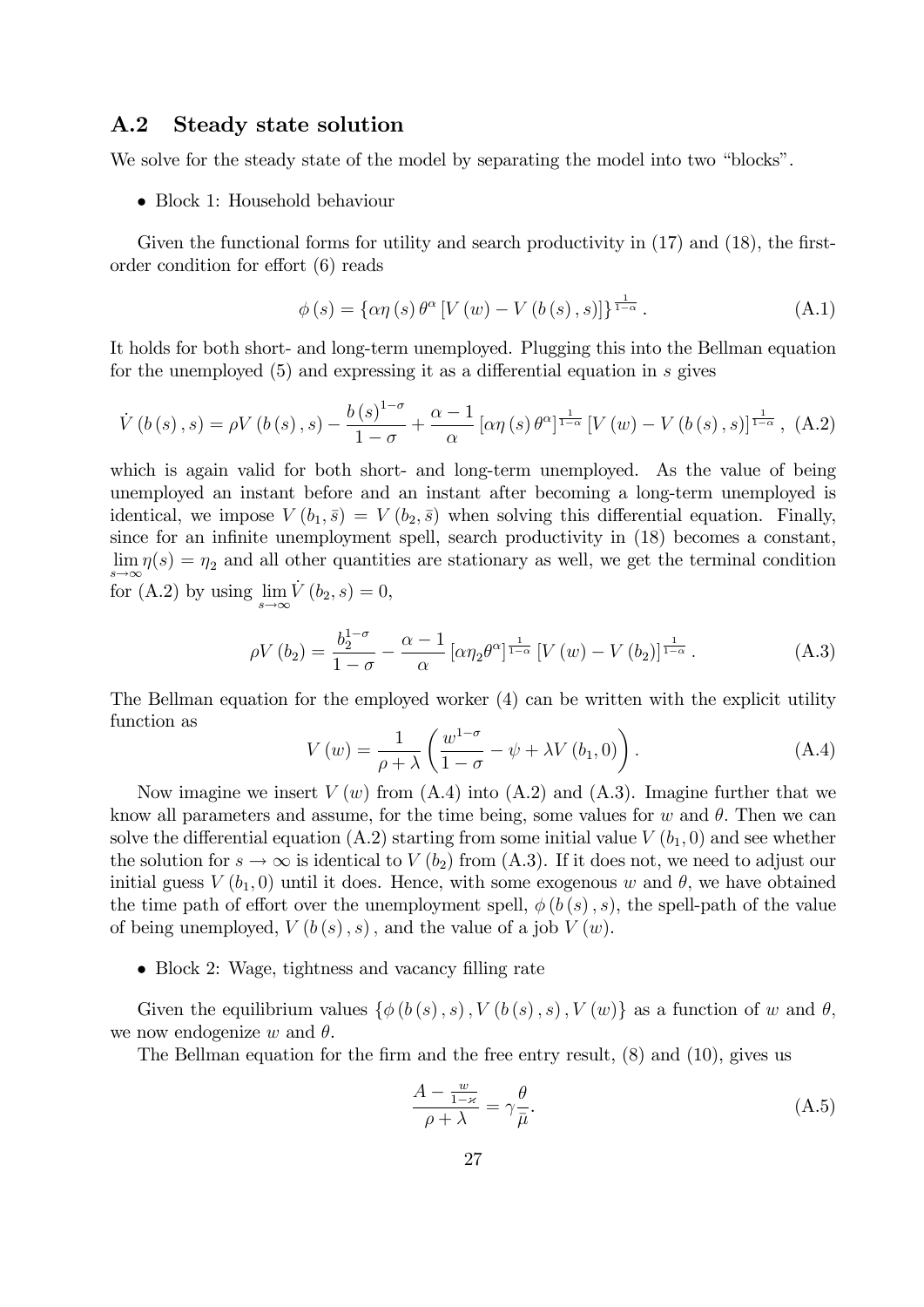## A.2 Steady state solution

We solve for the steady state of the model by separating the model into two "blocks".

- Block 1: Household behaviour

Given the functional forms for utility and search productivity in (17) and (18), the first-order condition for effort (6) reads

$$\phi(s) = \{\alpha\eta(s)\theta^{\alpha}[V(w) - V(b(s), s)]\}^{\frac{1}{1-\alpha}}. \tag{A.1}$$

It holds for both short- and long-term unemployed. Plugging this into the Bellman equation for the unemployed (5) and expressing it as a differential equation in $s$ gives

$$\dot{V}(b(s), s) = \rho V(b(s), s) - \frac{b(s)^{1-\sigma}}{1-\sigma} + \frac{\alpha - 1}{\alpha}[\alpha\eta(s)\theta^{\alpha}]^{\frac{1}{1-\alpha}}[V(w) - V(b(s), s)]^{\frac{1}{1-\alpha}}, \tag{A.2}$$

which is again valid for both short- and long-term unemployed. As the value of being unemployed an instant before and an instant after becoming a long-term unemployed is identical, we impose $V(b_1, \bar{s}) = V(b_2, \bar{s})$ when solving this differential equation. Finally, since for an infinite unemployment spell, search productivity in (18) becomes a constant, $\lim_{s\to\infty}\eta(s) = \eta_2$ and all other quantities are stationary as well, we get the terminal condition for (A.2) by using $\lim_{s\to\infty}\dot{V}(b_2, s) = 0$,

$$\rho V(b_2) = \frac{b_2^{1-\sigma}}{1-\sigma} - \frac{\alpha - 1}{\alpha}[\alpha\eta_2\theta^{\alpha}]^{\frac{1}{1-\alpha}}[V(w) - V(b_2)]^{\frac{1}{1-\alpha}}. \tag{A.3}$$

The Bellman equation for the employed worker (4) can be written with the explicit utility function as

$$V(w) = \frac{1}{\rho + \lambda}\left(\frac{w^{1-\sigma}}{1-\sigma} - \psi + \lambda V(b_1, 0)\right). \tag{A.4}$$

Now imagine we insert $V(w)$ from (A.4) into (A.2) and (A.3). Imagine further that we know all parameters and assume, for the time being, some values for $w$ and $\theta$. Then we can solve the differential equation (A.2) starting from some initial value $V(b_1, 0)$ and see whether the solution for $s \to \infty$ is identical to $V(b_2)$ from (A.3). If it does not, we need to adjust our initial guess $V(b_1, 0)$ until it does. Hence, with some exogenous $w$ and $\theta$, we have obtained the time path of effort over the unemployment spell, $\phi(b(s), s)$, the spell-path of the value of being unemployed, $V(b(s), s)$, and the value of a job $V(w)$.

- Block 2: Wage, tightness and vacancy filling rate

Given the equilibrium values $\{\phi(b(s), s), V(b(s), s), V(w)\}$ as a function of $w$ and $\theta$, we now endogenize $w$ and $\theta$.

The Bellman equation for the firm and the free entry result, (8) and (10), gives us

$$\frac{A - \frac{w}{1-\varkappa}}{\rho + \lambda} = \gamma\frac{\theta}{\bar{\mu}}. \tag{A.5}$$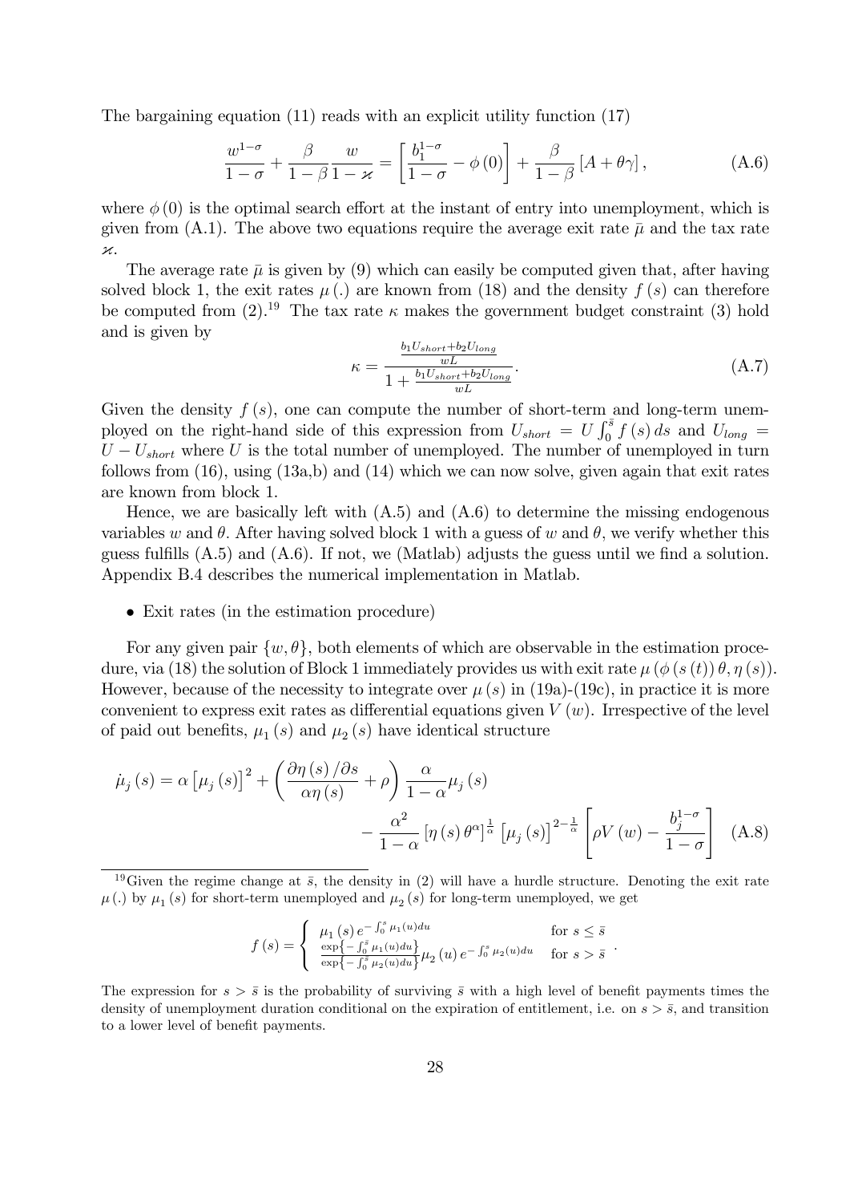The bargaining equation (11) reads with an explicit utility function (17)

$$\frac{w^{1-\sigma}}{1-\sigma}+\frac{\beta}{1-\beta}\frac{w}{1-\varkappa}=\left[\frac{b_1^{1-\sigma}}{1-\sigma}-\phi\left(0\right)\right]+\frac{\beta}{1-\beta}\left[A+\theta\gamma\right], \tag{A.6}$$

where $\phi(0)$ is the optimal search effort at the instant of entry into unemployment, which is given from (A.1). The above two equations require the average exit rate $\bar{\mu}$ and the tax rate $\varkappa$.

The average rate $\bar{\mu}$ is given by (9) which can easily be computed given that, after having solved block 1, the exit rates $\mu(.)$ are known from (18) and the density $f(s)$ can therefore be computed from (2).[19] The tax rate $\kappa$ makes the government budget constraint (3) hold and is given by

$$\kappa=\frac{\frac{b_1U_{short}+b_2U_{long}}{wL}}{1+\frac{b_1U_{short}+b_2U_{long}}{wL}}. \tag{A.7}$$

Given the density $f(s)$, one can compute the number of short-term and long-term unemployed on the right-hand side of this expression from $U_{short}=U\int_0^{\bar{s}}f(s)\,ds$ and $U_{long}=U-U_{short}$ where $U$ is the total number of unemployed. The number of unemployed in turn follows from (16), using (13a,b) and (14) which we can now solve, given again that exit rates are known from block 1.

Hence, we are basically left with (A.5) and (A.6) to determine the missing endogenous variables $w$ and $\theta$. After having solved block 1 with a guess of $w$ and $\theta$, we verify whether this guess fulfills (A.5) and (A.6). If not, we (Matlab) adjusts the guess until we find a solution. Appendix B.4 describes the numerical implementation in Matlab.

- Exit rates (in the estimation procedure)

For any given pair $\{w,\theta\}$, both elements of which are observable in the estimation procedure, via (18) the solution of Block 1 immediately provides us with exit rate $\mu\left(\phi\left(s\left(t\right)\right)\theta,\eta\left(s\right)\right)$. However, because of the necessity to integrate over $\mu(s)$ in (19a)-(19c), in practice it is more convenient to express exit rates as differential equations given $V(w)$. Irrespective of the level of paid out benefits, $\mu_1(s)$ and $\mu_2(s)$ have identical structure

$$\dot{\mu}_j\left(s\right)=\alpha\left[\mu_j\left(s\right)\right]^2+\left(\frac{\partial\eta\left(s\right)/\partial s}{\alpha\eta\left(s\right)}+\rho\right)\frac{\alpha}{1-\alpha}\mu_j\left(s\right)-\frac{\alpha^2}{1-\alpha}\left[\eta\left(s\right)\theta^{\alpha}\right]^{\frac{1}{\alpha}}\left[\mu_j\left(s\right)\right]^{2-\frac{1}{\alpha}}\left[\rho V\left(w\right)-\frac{b_j^{1-\sigma}}{1-\sigma}\right] \tag{A.8}$$

[19] Given the regime change at $\bar{s}$, the density in (2) will have a hurdle structure. Denoting the exit rate $\mu(.)$ by $\mu_1(s)$ for short-term unemployed and $\mu_2(s)$ for long-term unemployed, we get

$$f\left(s\right)=\begin{cases}\mu_1\left(s\right)e^{-\int_0^s\mu_1(u)du} & \text{for } s\le\bar{s}\\ \frac{\exp\left\{-\int_0^{\bar{s}}\mu_1(u)du\right\}}{\exp\left\{-\int_0^{\bar{s}}\mu_2(u)du\right\}}\mu_2\left(u\right)e^{-\int_0^s\mu_2(u)du} & \text{for } s>\bar{s}\end{cases}.$$

The expression for $s>\bar{s}$ is the probability of surviving $\bar{s}$ with a high level of benefit payments times the density of unemployment duration conditional on the expiration of entitlement, i.e. on $s>\bar{s}$, and transition to a lower level of benefit payments.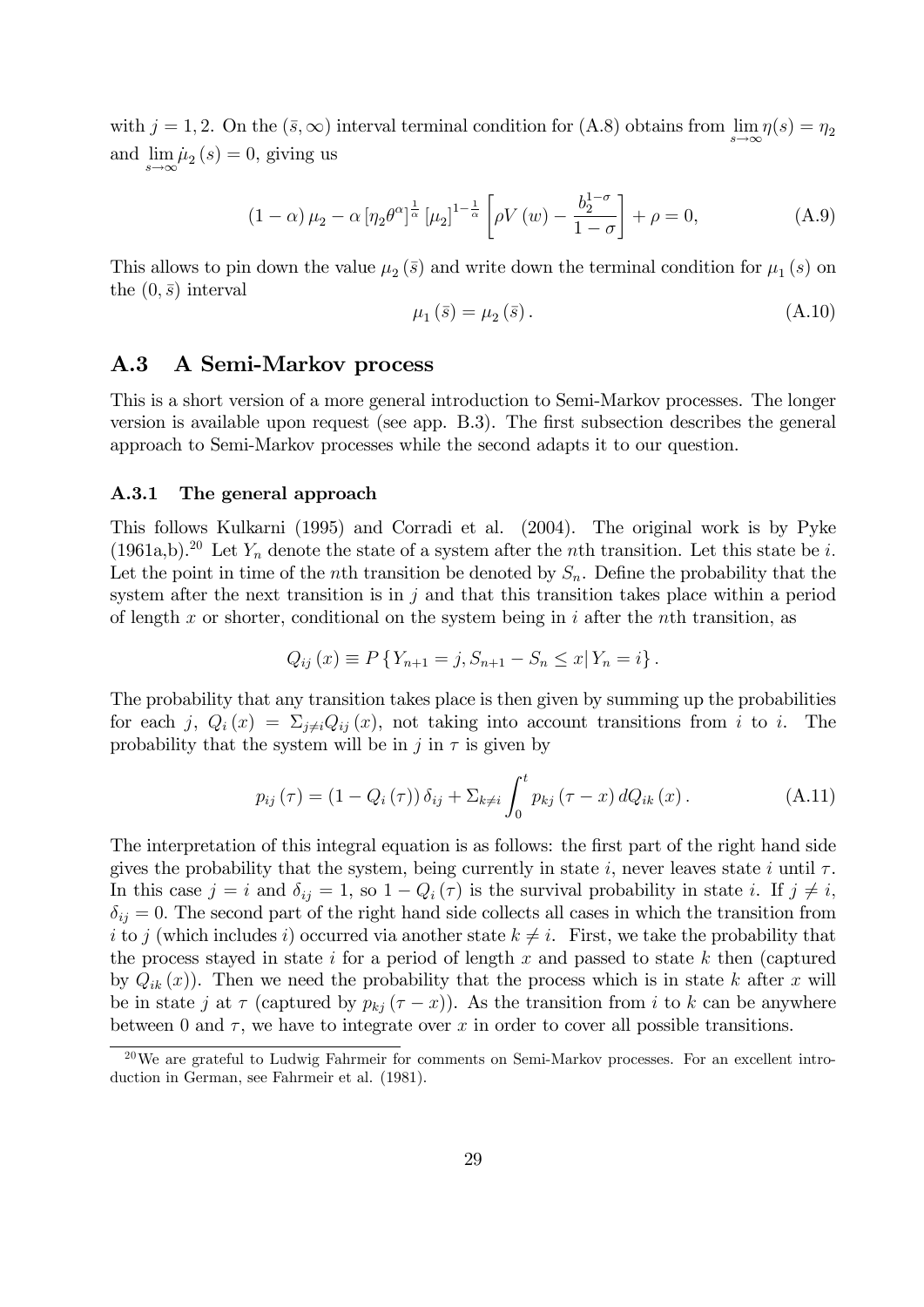with $j = 1, 2$. On the $(\bar{s}, \infty)$ interval terminal condition for (A.8) obtains from $\lim_{s\to\infty} \eta(s) = \eta_2$ and $\lim_{s\to\infty} \dot{\mu}_2(s) = 0$, giving us

$$(1-\alpha)\mu_2 - \alpha\left[\eta_2\theta^{\alpha}\right]^{\frac{1}{\alpha}}\left[\mu_2\right]^{1-\frac{1}{\alpha}}\left[\rho V(w) - \frac{b_2^{1-\sigma}}{1-\sigma}\right] + \rho = 0, \tag{A.9}$$

This allows to pin down the value $\mu_2(\bar{s})$ and write down the terminal condition for $\mu_1(s)$ on the $(0, \bar{s})$ interval

$$\mu_1(\bar{s}) = \mu_2(\bar{s}). \tag{A.10}$$

## A.3 A Semi-Markov process

This is a short version of a more general introduction to Semi-Markov processes. The longer version is available upon request (see app. B.3). The first subsection describes the general approach to Semi-Markov processes while the second adapts it to our question.

### A.3.1 The general approach

This follows Kulkarni (1995) and Corradi et al. (2004). The original work is by Pyke (1961a,b).[20] Let $Y_n$ denote the state of a system after the $n$th transition. Let this state be $i$. Let the point in time of the $n$th transition be denoted by $S_n$. Define the probability that the system after the next transition is in $j$ and that this transition takes place within a period of length $x$ or shorter, conditional on the system being in $i$ after the $n$th transition, as

$$Q_{ij}(x) \equiv P\left\{Y_{n+1} = j, S_{n+1} - S_n \leq x \middle| Y_n = i\right\}.$$

The probability that any transition takes place is then given by summing up the probabilities for each $j$, $Q_i(x) = \Sigma_{j\neq i} Q_{ij}(x)$, not taking into account transitions from $i$ to $i$. The probability that the system will be in $j$ in $\tau$ is given by

$$p_{ij}(\tau) = (1 - Q_i(\tau))\,\delta_{ij} + \Sigma_{k\neq i}\int_0^t p_{kj}(\tau - x)\,dQ_{ik}(x). \tag{A.11}$$

The interpretation of this integral equation is as follows: the first part of the right hand side gives the probability that the system, being currently in state $i$, never leaves state $i$ until $\tau$. In this case $j = i$ and $\delta_{ij} = 1$, so $1 - Q_i(\tau)$ is the survival probability in state $i$. If $j \neq i$, $\delta_{ij} = 0$. The second part of the right hand side collects all cases in which the transition from $i$ to $j$ (which includes $i$) occurred via another state $k \neq i$. First, we take the probability that the process stayed in state $i$ for a period of length $x$ and passed to state $k$ then (captured by $Q_{ik}(x)$). Then we need the probability that the process which is in state $k$ after $x$ will be in state $j$ at $\tau$ (captured by $p_{kj}(\tau - x)$). As the transition from $i$ to $k$ can be anywhere between 0 and $\tau$, we have to integrate over $x$ in order to cover all possible transitions.

[20] We are grateful to Ludwig Fahrmeir for comments on Semi-Markov processes. For an excellent introduction in German, see Fahrmeir et al. (1981).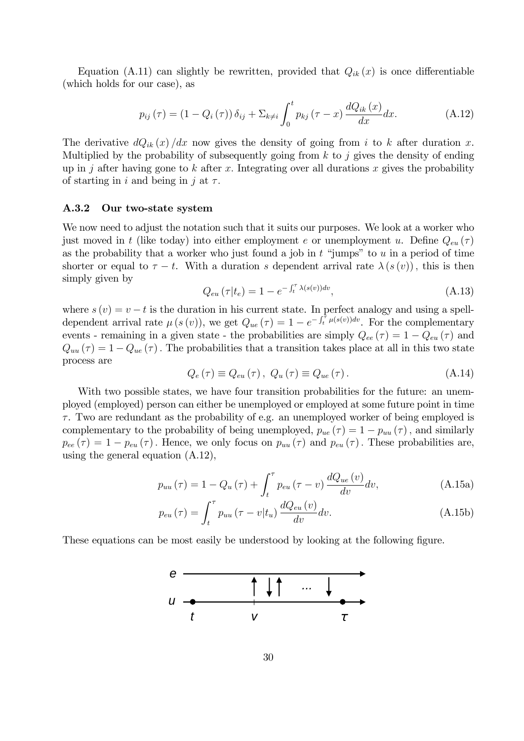Equation (A.11) can slightly be rewritten, provided that $Q_{ik}(x)$ is once differentiable (which holds for our case), as

$$p_{ij}(\tau) = (1 - Q_i(\tau))\,\delta_{ij} + \Sigma_{k \neq i} \int_0^t p_{kj}(\tau - x) \frac{dQ_{ik}(x)}{dx} dx. \tag{A.12}$$

The derivative $dQ_{ik}(x)/dx$ now gives the density of going from $i$ to $k$ after duration $x$. Multiplied by the probability of subsequently going from $k$ to $j$ gives the density of ending up in $j$ after having gone to $k$ after $x$. Integrating over all durations $x$ gives the probability of starting in $i$ and being in $j$ at $\tau$.

### A.3.2 Our two-state system

We now need to adjust the notation such that it suits our purposes. We look at a worker who just moved in $t$ (like today) into either employment $e$ or unemployment $u$. Define $Q_{eu}(\tau)$ as the probability that a worker who just found a job in $t$ "jumps" to $u$ in a period of time shorter or equal to $\tau - t$. With a duration $s$ dependent arrival rate $\lambda(s(v))$, this is then simply given by

$$Q_{eu}(\tau | t_e) = 1 - e^{-\int_t^\tau \lambda(s(v))dv}, \tag{A.13}$$

where $s(v) = v - t$ is the duration in his current state. In perfect analogy and using a spell-dependent arrival rate $\mu(s(v))$, we get $Q_{ue}(\tau) = 1 - e^{-\int_t^\tau \mu(s(v))dv}$. For the complementary events - remaining in a given state - the probabilities are simply $Q_{ee}(\tau) = 1 - Q_{eu}(\tau)$ and $Q_{uu}(\tau) = 1 - Q_{ue}(\tau)$. The probabilities that a transition takes place at all in this two state process are

$$Q_e(\tau) \equiv Q_{eu}(\tau), \; Q_u(\tau) \equiv Q_{ue}(\tau). \tag{A.14}$$

With two possible states, we have four transition probabilities for the future: an unemployed (employed) person can either be unemployed or employed at some future point in time $\tau$. Two are redundant as the probability of e.g. an unemployed worker of being employed is complementary to the probability of being unemployed, $p_{ue}(\tau) = 1 - p_{uu}(\tau)$, and similarly $p_{ee}(\tau) = 1 - p_{eu}(\tau)$. Hence, we only focus on $p_{uu}(\tau)$ and $p_{eu}(\tau)$. These probabilities are, using the general equation (A.12),

$$p_{uu}(\tau) = 1 - Q_u(\tau) + \int_t^\tau p_{eu}(\tau - v) \frac{dQ_{ue}(v)}{dv} dv, \tag{A.15a}$$

$$p_{eu}(\tau) = \int_t^\tau p_{uu}(\tau - v | t_u) \frac{dQ_{eu}(v)}{dv} dv. \tag{A.15b}$$

These equations can be most easily be understood by looking at the following figure.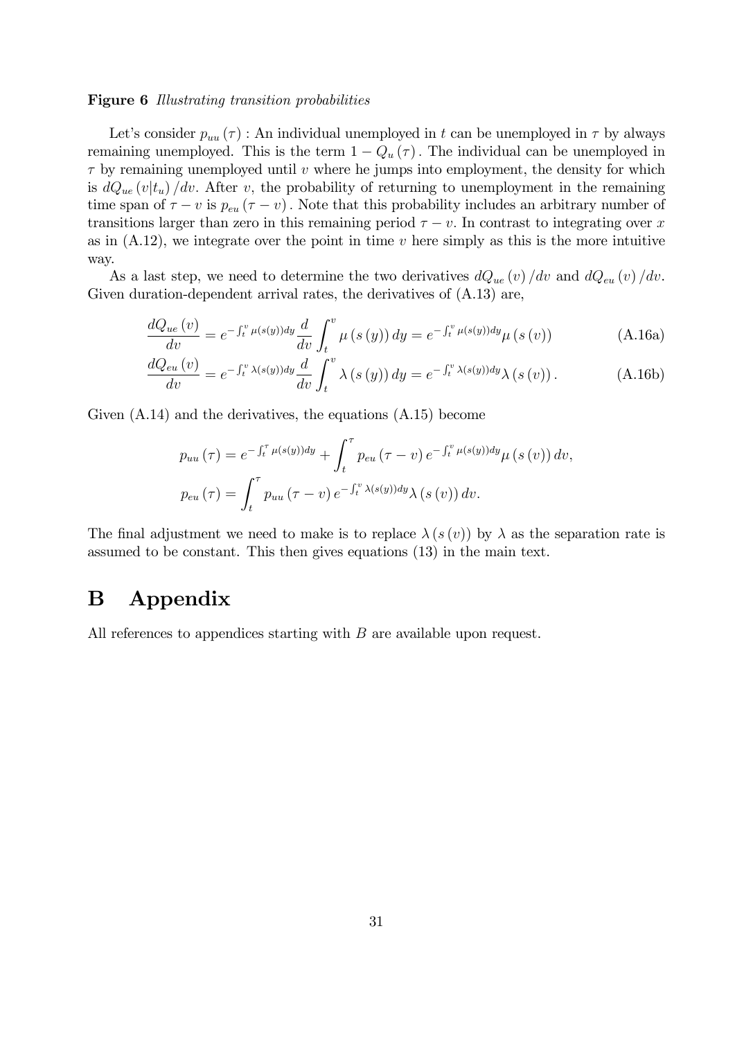**Figure 6** *Illustrating transition probabilities*

Let's consider $p_{uu}(\tau)$ : An individual unemployed in $t$ can be unemployed in $\tau$ by always remaining unemployed. This is the term $1 - Q_u(\tau)$. The individual can be unemployed in $\tau$ by remaining unemployed until $v$ where he jumps into employment, the density for which is $dQ_{ue}(v|t_u)/dv$. After $v$, the probability of returning to unemployment in the remaining time span of $\tau - v$ is $p_{eu}(\tau - v)$. Note that this probability includes an arbitrary number of transitions larger than zero in this remaining period $\tau - v$. In contrast to integrating over $x$ as in (A.12), we integrate over the point in time $v$ here simply as this is the more intuitive way.

As a last step, we need to determine the two derivatives $dQ_{ue}(v)/dv$ and $dQ_{eu}(v)/dv$. Given duration-dependent arrival rates, the derivatives of (A.13) are,

$$\frac{dQ_{ue}(v)}{dv} = e^{-\int_t^v \mu(s(y))dy} \frac{d}{dv} \int_t^v \mu(s(y))\,dy = e^{-\int_t^v \mu(s(y))dy} \mu(s(v)) \tag{A.16a}$$

$$\frac{dQ_{eu}(v)}{dv} = e^{-\int_t^v \lambda(s(y))dy} \frac{d}{dv} \int_t^v \lambda(s(y))\,dy = e^{-\int_t^v \lambda(s(y))dy} \lambda(s(v)). \tag{A.16b}$$

Given (A.14) and the derivatives, the equations (A.15) become

$$p_{uu}(\tau) = e^{-\int_t^\tau \mu(s(y))dy} + \int_t^\tau p_{eu}(\tau - v)\, e^{-\int_t^v \mu(s(y))dy} \mu(s(v))\,dv,$$

$$p_{eu}(\tau) = \int_t^\tau p_{uu}(\tau - v)\, e^{-\int_t^v \lambda(s(y))dy} \lambda(s(v))\,dv.$$

The final adjustment we need to make is to replace $\lambda(s(v))$ by $\lambda$ as the separation rate is assumed to be constant. This then gives equations (13) in the main text.

# B Appendix

All references to appendices starting with $B$ are available upon request.